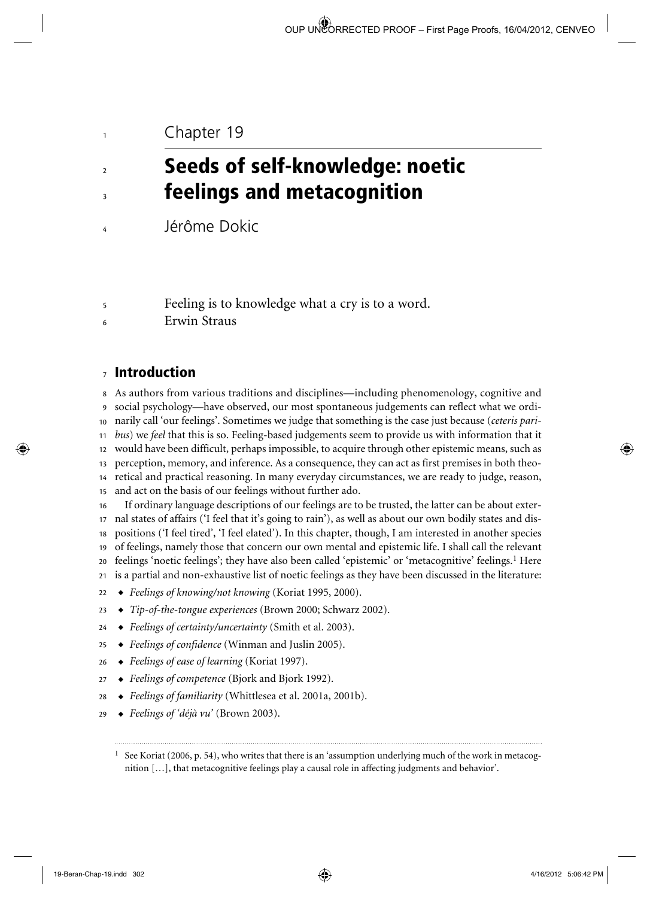Chapter 19

# Seeds of self-knowledge: noetic feelings and metacognition

Jérôme Dokic

Feeling is to knowledge what a cry is to a word.
Erwin Straus

## Introduction

As authors from various traditions and disciplines—including phenomenology, cognitive and social psychology—have observed, our most spontaneous judgements can reflect what we ordinarily call 'our feelings'. Sometimes we judge that something is the case just because (*ceteris paribus*) we *feel* that this is so. Feeling-based judgements seem to provide us with information that it would have been difficult, perhaps impossible, to acquire through other epistemic means, such as perception, memory, and inference. As a consequence, they can act as first premises in both theoretical and practical reasoning. In many everyday circumstances, we are ready to judge, reason, and act on the basis of our feelings without further ado.

If ordinary language descriptions of our feelings are to be trusted, the latter can be about external states of affairs ('I feel that it's going to rain'), as well as about our own bodily states and dispositions ('I feel tired', 'I feel elated'). In this chapter, though, I am interested in another species of feelings, namely those that concern our own mental and epistemic life. I shall call the relevant feelings 'noetic feelings'; they have also been called 'epistemic' or 'metacognitive' feelings.[1] Here is a partial and non-exhaustive list of noetic feelings as they have been discussed in the literature:

- *Feelings of knowing/not knowing* (Koriat 1995, 2000).
- *Tip-of-the-tongue experiences* (Brown 2000; Schwarz 2002).
- *Feelings of certainty/uncertainty* (Smith et al. 2003).
- *Feelings of confidence* (Winman and Juslin 2005).
- *Feelings of ease of learning* (Koriat 1997).
- *Feelings of competence* (Bjork and Bjork 1992).
- *Feelings of familiarity* (Whittlesea et al. 2001a, 2001b).
- *Feelings of 'déjà vu'* (Brown 2003).

[1] See Koriat (2006, p. 54), who writes that there is an 'assumption underlying much of the work in metacognition […], that metacognitive feelings play a causal role in affecting judgments and behavior'.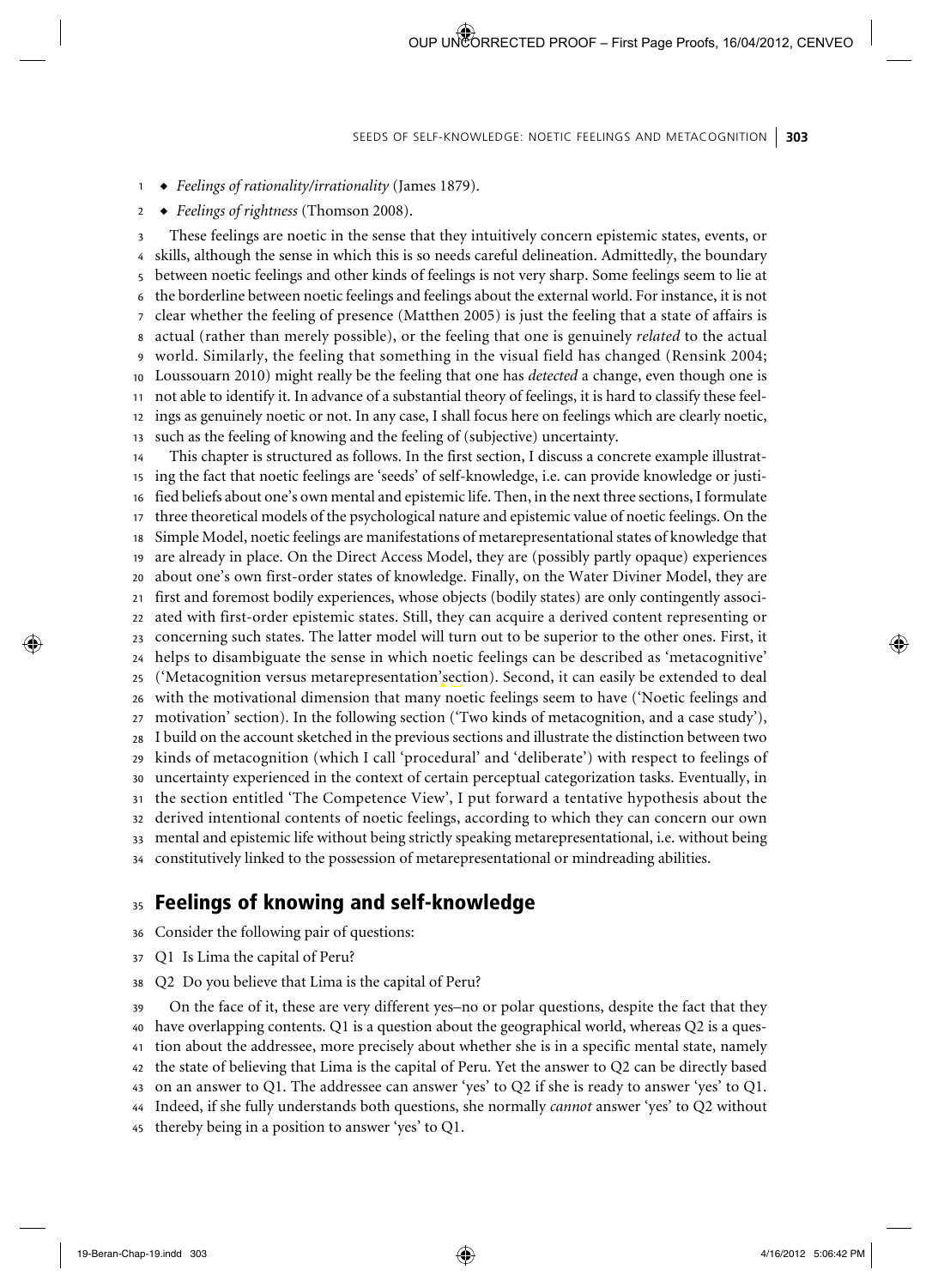- *Feelings of rationality/irrationality* (James 1879).
- *Feelings of rightness* (Thomson 2008).

These feelings are noetic in the sense that they intuitively concern epistemic states, events, or skills, although the sense in which this is so needs careful delineation. Admittedly, the boundary between noetic feelings and other kinds of feelings is not very sharp. Some feelings seem to lie at the borderline between noetic feelings and feelings about the external world. For instance, it is not clear whether the feeling of presence (Matthen 2005) is just the feeling that a state of affairs is actual (rather than merely possible), or the feeling that one is genuinely *related* to the actual world. Similarly, the feeling that something in the visual field has changed (Rensink 2004; Loussouarn 2010) might really be the feeling that one has *detected* a change, even though one is not able to identify it. In advance of a substantial theory of feelings, it is hard to classify these feelings as genuinely noetic or not. In any case, I shall focus here on feelings which are clearly noetic, such as the feeling of knowing and the feeling of (subjective) uncertainty.

This chapter is structured as follows. In the first section, I discuss a concrete example illustrating the fact that noetic feelings are 'seeds' of self-knowledge, i.e. can provide knowledge or justified beliefs about one's own mental and epistemic life. Then, in the next three sections, I formulate three theoretical models of the psychological nature and epistemic value of noetic feelings. On the Simple Model, noetic feelings are manifestations of metarepresentational states of knowledge that are already in place. On the Direct Access Model, they are (possibly partly opaque) experiences about one's own first-order states of knowledge. Finally, on the Water Diviner Model, they are first and foremost bodily experiences, whose objects (bodily states) are only contingently associated with first-order epistemic states. Still, they can acquire a derived content representing or concerning such states. The latter model will turn out to be superior to the other ones. First, it helps to disambiguate the sense in which noetic feelings can be described as 'metacognitive' ('Metacognition versus metarepresentation' section). Second, it can easily be extended to deal with the motivational dimension that many noetic feelings seem to have ('Noetic feelings and motivation' section). In the following section ('Two kinds of metacognition, and a case study'), I build on the account sketched in the previous sections and illustrate the distinction between two kinds of metacognition (which I call 'procedural' and 'deliberate') with respect to feelings of uncertainty experienced in the context of certain perceptual categorization tasks. Eventually, in the section entitled 'The Competence View', I put forward a tentative hypothesis about the derived intentional contents of noetic feelings, according to which they can concern our own mental and epistemic life without being strictly speaking metarepresentational, i.e. without being constitutively linked to the possession of metarepresentational or mindreading abilities.

## Feelings of knowing and self-knowledge

Consider the following pair of questions:

Q1 Is Lima the capital of Peru?

Q2 Do you believe that Lima is the capital of Peru?

On the face of it, these are very different yes–no or polar questions, despite the fact that they have overlapping contents. Q1 is a question about the geographical world, whereas Q2 is a question about the addressee, more precisely about whether she is in a specific mental state, namely the state of believing that Lima is the capital of Peru. Yet the answer to Q2 can be directly based on an answer to Q1. The addressee can answer 'yes' to Q2 if she is ready to answer 'yes' to Q1. Indeed, if she fully understands both questions, she normally *cannot* answer 'yes' to Q2 without thereby being in a position to answer 'yes' to Q1.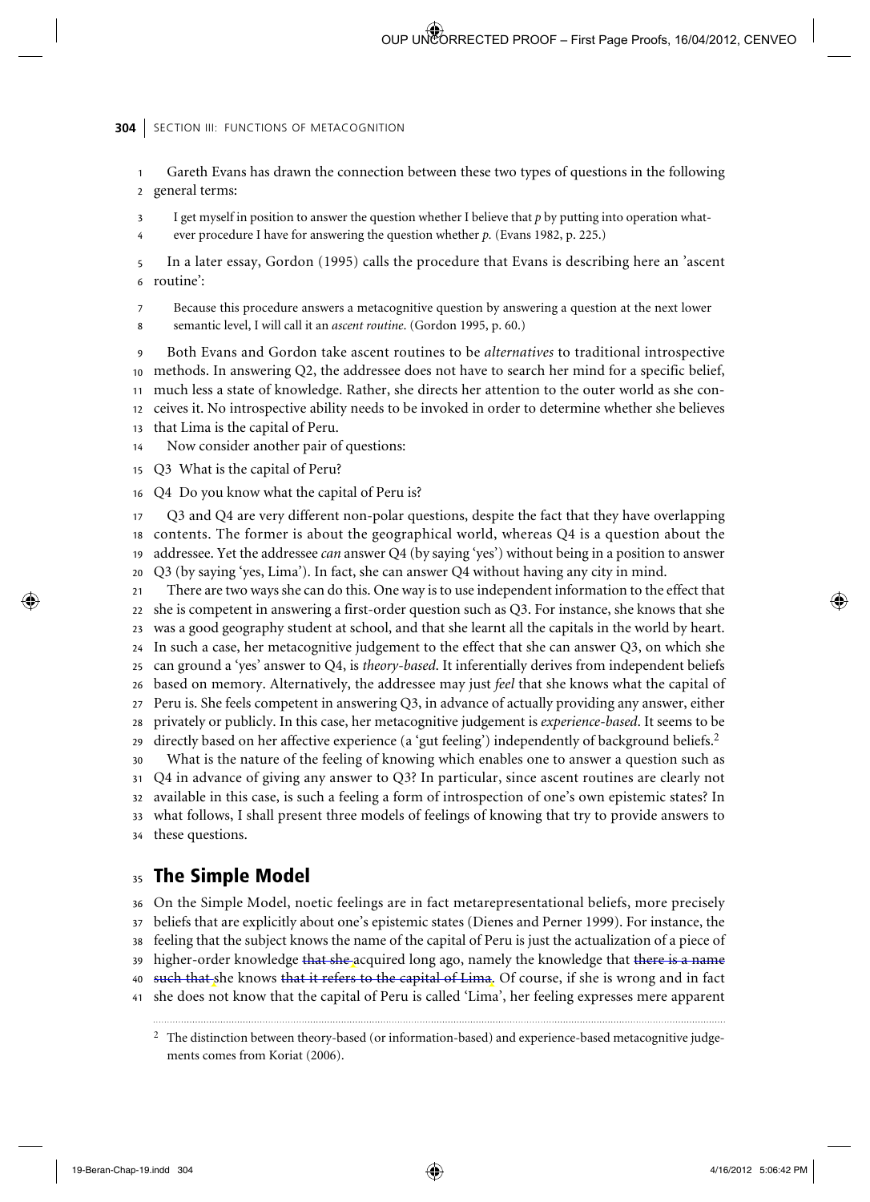Gareth Evans has drawn the connection between these two types of questions in the following general terms:

> I get myself in position to answer the question whether I believe that *p* by putting into operation whatever procedure I have for answering the question whether *p*. (Evans 1982, p. 225.)

In a later essay, Gordon (1995) calls the procedure that Evans is describing here an 'ascent routine':

> Because this procedure answers a metacognitive question by answering a question at the next lower semantic level, I will call it an *ascent routine*. (Gordon 1995, p. 60.)

Both Evans and Gordon take ascent routines to be *alternatives* to traditional introspective methods. In answering Q2, the addressee does not have to search her mind for a specific belief, much less a state of knowledge. Rather, she directs her attention to the outer world as she conceives it. No introspective ability needs to be invoked in order to determine whether she believes that Lima is the capital of Peru.

Now consider another pair of questions:

Q3 What is the capital of Peru?

Q4 Do you know what the capital of Peru is?

Q3 and Q4 are very different non-polar questions, despite the fact that they have overlapping contents. The former is about the geographical world, whereas Q4 is a question about the addressee. Yet the addressee *can* answer Q4 (by saying 'yes') without being in a position to answer Q3 (by saying 'yes, Lima'). In fact, she can answer Q4 without having any city in mind.

There are two ways she can do this. One way is to use independent information to the effect that she is competent in answering a first-order question such as Q3. For instance, she knows that she was a good geography student at school, and that she learnt all the capitals in the world by heart. In such a case, her metacognitive judgement to the effect that she can answer Q3, on which she can ground a 'yes' answer to Q4, is *theory-based*. It inferentially derives from independent beliefs based on memory. Alternatively, the addressee may just *feel* that she knows what the capital of Peru is. She feels competent in answering Q3, in advance of actually providing any answer, either privately or publicly. In this case, her metacognitive judgement is *experience-based*. It seems to be directly based on her affective experience (a 'gut feeling') independently of background beliefs.[2]

What is the nature of the feeling of knowing which enables one to answer a question such as Q4 in advance of giving any answer to Q3? In particular, since ascent routines are clearly not available in this case, is such a feeling a form of introspection of one's own epistemic states? In what follows, I shall present three models of feelings of knowing that try to provide answers to these questions.

## The Simple Model

On the Simple Model, noetic feelings are in fact metarepresentational beliefs, more precisely beliefs that are explicitly about one's epistemic states (Dienes and Perner 1999). For instance, the feeling that the subject knows the name of the capital of Peru is just the actualization of a piece of higher-order knowledge ~~that she~~ acquired long ago, namely the knowledge that ~~there is a name such that~~ she knows ~~that it refers to the capital of Lima~~. Of course, if she is wrong and in fact she does not know that the capital of Peru is called 'Lima', her feeling expresses mere apparent

---

[2] The distinction between theory-based (or information-based) and experience-based metacognitive judgements comes from Koriat (2006).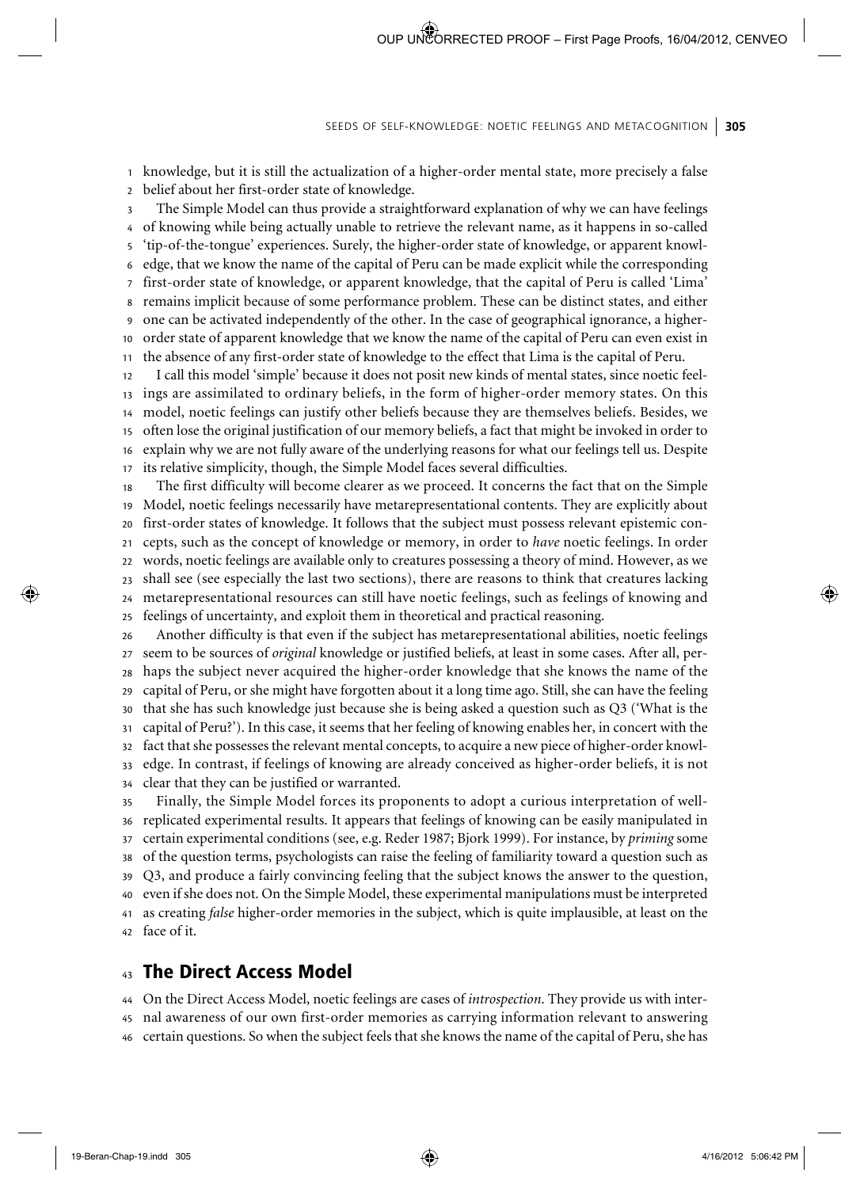knowledge, but it is still the actualization of a higher-order mental state, more precisely a false belief about her first-order state of knowledge.

The Simple Model can thus provide a straightforward explanation of why we can have feelings of knowing while being actually unable to retrieve the relevant name, as it happens in so-called 'tip-of-the-tongue' experiences. Surely, the higher-order state of knowledge, or apparent knowledge, that we know the name of the capital of Peru can be made explicit while the corresponding first-order state of knowledge, or apparent knowledge, that the capital of Peru is called 'Lima' remains implicit because of some performance problem. These can be distinct states, and either one can be activated independently of the other. In the case of geographical ignorance, a higher-order state of apparent knowledge that we know the name of the capital of Peru can even exist in the absence of any first-order state of knowledge to the effect that Lima is the capital of Peru.

I call this model 'simple' because it does not posit new kinds of mental states, since noetic feelings are assimilated to ordinary beliefs, in the form of higher-order memory states. On this model, noetic feelings can justify other beliefs because they are themselves beliefs. Besides, we often lose the original justification of our memory beliefs, a fact that might be invoked in order to explain why we are not fully aware of the underlying reasons for what our feelings tell us. Despite its relative simplicity, though, the Simple Model faces several difficulties.

The first difficulty will become clearer as we proceed. It concerns the fact that on the Simple Model, noetic feelings necessarily have metarepresentational contents. They are explicitly about first-order states of knowledge. It follows that the subject must possess relevant epistemic concepts, such as the concept of knowledge or memory, in order to *have* noetic feelings. In order words, noetic feelings are available only to creatures possessing a theory of mind. However, as we shall see (see especially the last two sections), there are reasons to think that creatures lacking metarepresentational resources can still have noetic feelings, such as feelings of knowing and feelings of uncertainty, and exploit them in theoretical and practical reasoning.

Another difficulty is that even if the subject has metarepresentational abilities, noetic feelings seem to be sources of *original* knowledge or justified beliefs, at least in some cases. After all, perhaps the subject never acquired the higher-order knowledge that she knows the name of the capital of Peru, or she might have forgotten about it a long time ago. Still, she can have the feeling that she has such knowledge just because she is being asked a question such as Q3 ('What is the capital of Peru?'). In this case, it seems that her feeling of knowing enables her, in concert with the fact that she possesses the relevant mental concepts, to acquire a new piece of higher-order knowledge. In contrast, if feelings of knowing are already conceived as higher-order beliefs, it is not clear that they can be justified or warranted.

Finally, the Simple Model forces its proponents to adopt a curious interpretation of well-replicated experimental results. It appears that feelings of knowing can be easily manipulated in certain experimental conditions (see, e.g. Reder 1987; Bjork 1999). For instance, by *priming* some of the question terms, psychologists can raise the feeling of familiarity toward a question such as Q3, and produce a fairly convincing feeling that the subject knows the answer to the question, even if she does not. On the Simple Model, these experimental manipulations must be interpreted as creating *false* higher-order memories in the subject, which is quite implausible, at least on the face of it.

## The Direct Access Model

On the Direct Access Model, noetic feelings are cases of *introspection*. They provide us with internal awareness of our own first-order memories as carrying information relevant to answering certain questions. So when the subject feels that she knows the name of the capital of Peru, she has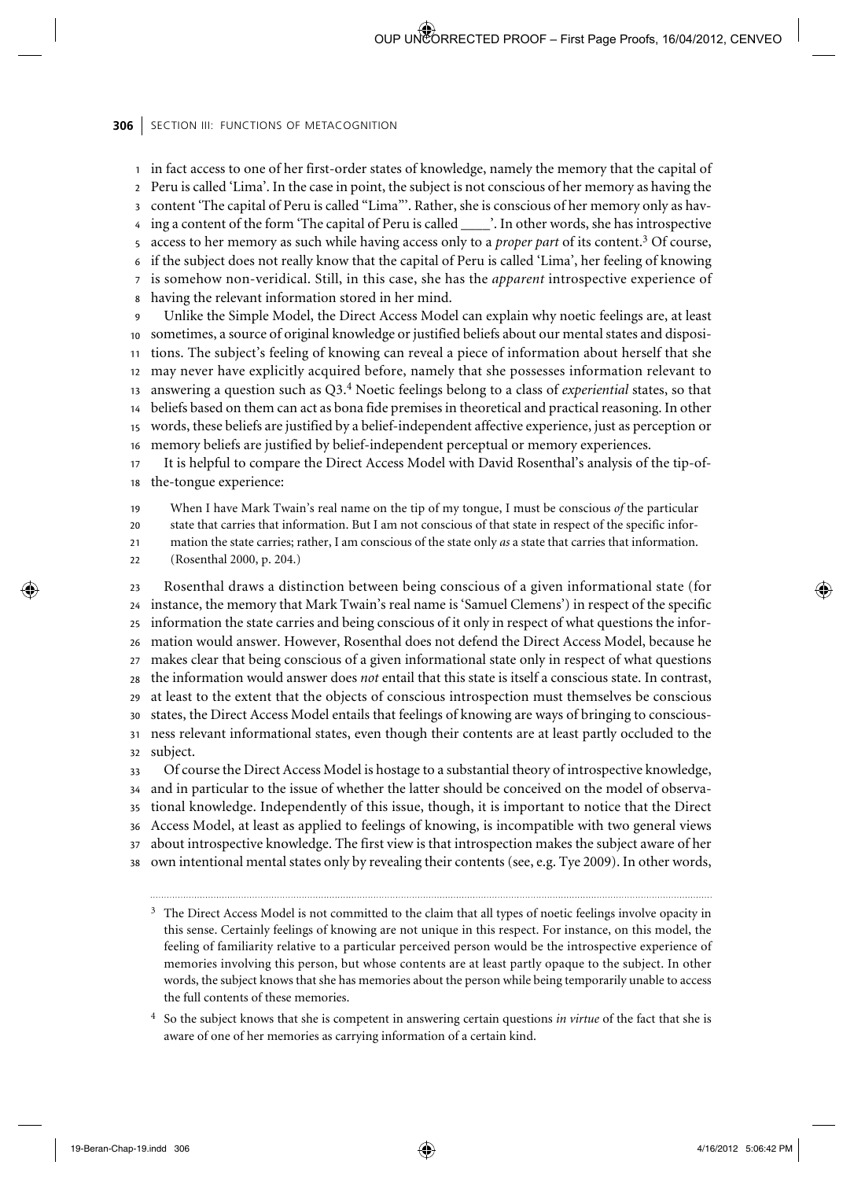in fact access to one of her first-order states of knowledge, namely the memory that the capital of Peru is called 'Lima'. In the case in point, the subject is not conscious of her memory as having the content 'The capital of Peru is called "Lima"'. Rather, she is conscious of her memory only as having a content of the form 'The capital of Peru is called ____'. In other words, she has introspective access to her memory as such while having access only to a *proper part* of its content.[3] Of course, if the subject does not really know that the capital of Peru is called 'Lima', her feeling of knowing is somehow non-veridical. Still, in this case, she has the *apparent* introspective experience of having the relevant information stored in her mind.

Unlike the Simple Model, the Direct Access Model can explain why noetic feelings are, at least sometimes, a source of original knowledge or justified beliefs about our mental states and dispositions. The subject's feeling of knowing can reveal a piece of information about herself that she may never have explicitly acquired before, namely that she possesses information relevant to answering a question such as Q3.[4] Noetic feelings belong to a class of *experiential* states, so that beliefs based on them can act as bona fide premises in theoretical and practical reasoning. In other words, these beliefs are justified by a belief-independent affective experience, just as perception or memory beliefs are justified by belief-independent perceptual or memory experiences.

It is helpful to compare the Direct Access Model with David Rosenthal's analysis of the tip-of-the-tongue experience:

> When I have Mark Twain's real name on the tip of my tongue, I must be conscious *of* the particular state that carries that information. But I am not conscious of that state in respect of the specific information the state carries; rather, I am conscious of the state only *as* a state that carries that information. (Rosenthal 2000, p. 204.)

Rosenthal draws a distinction between being conscious of a given informational state (for instance, the memory that Mark Twain's real name is 'Samuel Clemens') in respect of the specific information the state carries and being conscious of it only in respect of what questions the information would answer. However, Rosenthal does not defend the Direct Access Model, because he makes clear that being conscious of a given informational state only in respect of what questions the information would answer does *not* entail that this state is itself a conscious state. In contrast, at least to the extent that the objects of conscious introspection must themselves be conscious states, the Direct Access Model entails that feelings of knowing are ways of bringing to consciousness relevant informational states, even though their contents are at least partly occluded to the subject.

Of course the Direct Access Model is hostage to a substantial theory of introspective knowledge, and in particular to the issue of whether the latter should be conceived on the model of observational knowledge. Independently of this issue, though, it is important to notice that the Direct Access Model, at least as applied to feelings of knowing, is incompatible with two general views about introspective knowledge. The first view is that introspection makes the subject aware of her own intentional mental states only by revealing their contents (see, e.g. Tye 2009). In other words,

---

[3] The Direct Access Model is not committed to the claim that all types of noetic feelings involve opacity in this sense. Certainly feelings of knowing are not unique in this respect. For instance, on this model, the feeling of familiarity relative to a particular perceived person would be the introspective experience of memories involving this person, but whose contents are at least partly opaque to the subject. In other words, the subject knows that she has memories about the person while being temporarily unable to access the full contents of these memories.

[4] So the subject knows that she is competent in answering certain questions *in virtue* of the fact that she is aware of one of her memories as carrying information of a certain kind.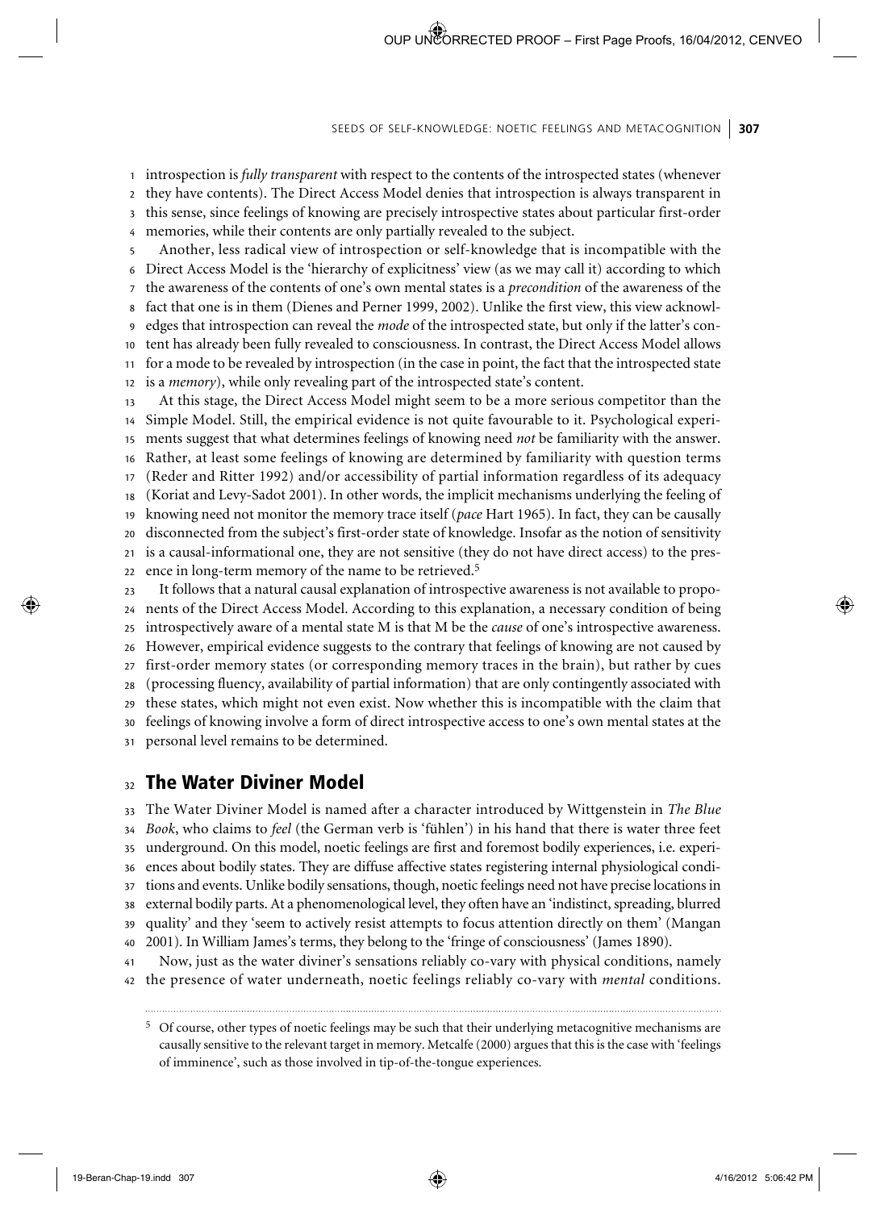introspection is *fully transparent* with respect to the contents of the introspected states (whenever they have contents). The Direct Access Model denies that introspection is always transparent in this sense, since feelings of knowing are precisely introspective states about particular first-order memories, while their contents are only partially revealed to the subject.

Another, less radical view of introspection or self-knowledge that is incompatible with the Direct Access Model is the 'hierarchy of explicitness' view (as we may call it) according to which the awareness of the contents of one's own mental states is a *precondition* of the awareness of the fact that one is in them (Dienes and Perner 1999, 2002). Unlike the first view, this view acknowledges that introspection can reveal the *mode* of the introspected state, but only if the latter's content has already been fully revealed to consciousness. In contrast, the Direct Access Model allows for a mode to be revealed by introspection (in the case in point, the fact that the introspected state is a *memory*), while only revealing part of the introspected state's content.

At this stage, the Direct Access Model might seem to be a more serious competitor than the Simple Model. Still, the empirical evidence is not quite favourable to it. Psychological experiments suggest that what determines feelings of knowing need *not* be familiarity with the answer. Rather, at least some feelings of knowing are determined by familiarity with question terms (Reder and Ritter 1992) and/or accessibility of partial information regardless of its adequacy (Koriat and Levy-Sadot 2001). In other words, the implicit mechanisms underlying the feeling of knowing need not monitor the memory trace itself (*pace* Hart 1965). In fact, they can be causally disconnected from the subject's first-order state of knowledge. Insofar as the notion of sensitivity is a causal-informational one, they are not sensitive (they do not have direct access) to the presence in long-term memory of the name to be retrieved.[5]

It follows that a natural causal explanation of introspective awareness is not available to proponents of the Direct Access Model. According to this explanation, a necessary condition of being introspectively aware of a mental state M is that M be the *cause* of one's introspective awareness. However, empirical evidence suggests to the contrary that feelings of knowing are not caused by first-order memory states (or corresponding memory traces in the brain), but rather by cues (processing fluency, availability of partial information) that are only contingently associated with these states, which might not even exist. Now whether this is incompatible with the claim that feelings of knowing involve a form of direct introspective access to one's own mental states at the personal level remains to be determined.

## The Water Diviner Model

The Water Diviner Model is named after a character introduced by Wittgenstein in *The Blue Book*, who claims to *feel* (the German verb is 'fühlen') in his hand that there is water three feet underground. On this model, noetic feelings are first and foremost bodily experiences, i.e. experiences about bodily states. They are diffuse affective states registering internal physiological conditions and events. Unlike bodily sensations, though, noetic feelings need not have precise locations in external bodily parts. At a phenomenological level, they often have an 'indistinct, spreading, blurred quality' and they 'seem to actively resist attempts to focus attention directly on them' (Mangan 2001). In William James's terms, they belong to the 'fringe of consciousness' (James 1890).

Now, just as the water diviner's sensations reliably co-vary with physical conditions, namely the presence of water underneath, noetic feelings reliably co-vary with *mental* conditions.

---

[5] Of course, other types of noetic feelings may be such that their underlying metacognitive mechanisms are causally sensitive to the relevant target in memory. Metcalfe (2000) argues that this is the case with 'feelings of imminence', such as those involved in tip-of-the-tongue experiences.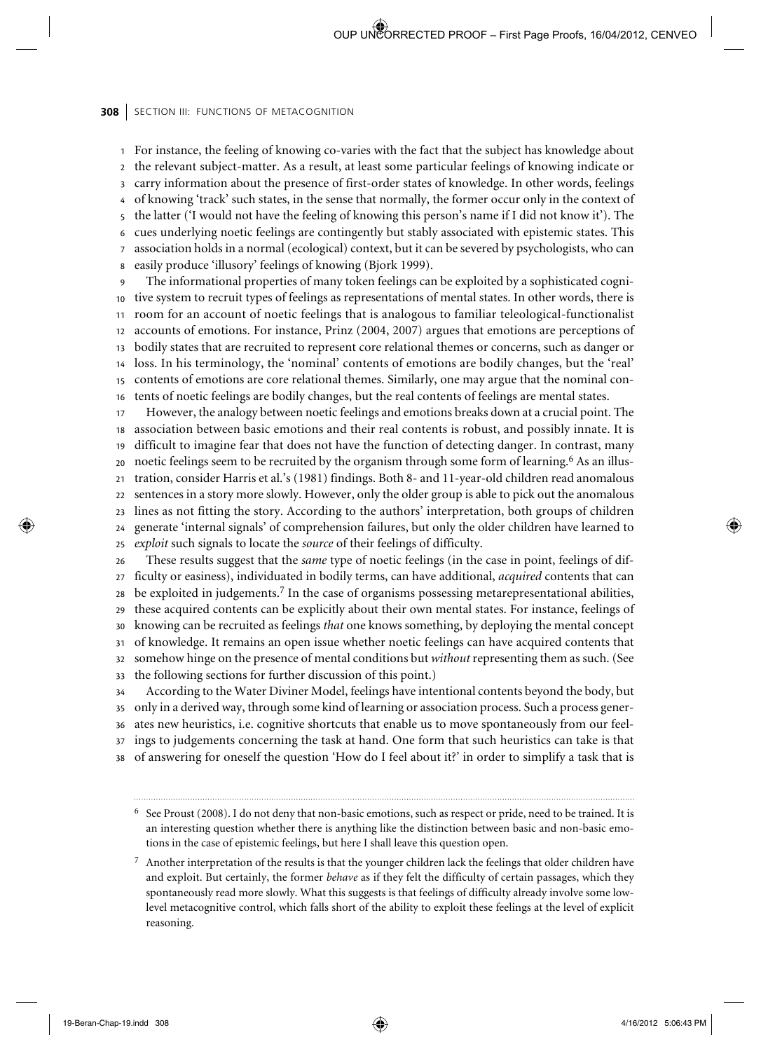For instance, the feeling of knowing co-varies with the fact that the subject has knowledge about the relevant subject-matter. As a result, at least some particular feelings of knowing indicate or carry information about the presence of first-order states of knowledge. In other words, feelings of knowing 'track' such states, in the sense that normally, the former occur only in the context of the latter ('I would not have the feeling of knowing this person's name if I did not know it'). The cues underlying noetic feelings are contingently but stably associated with epistemic states. This association holds in a normal (ecological) context, but it can be severed by psychologists, who can easily produce 'illusory' feelings of knowing (Bjork 1999).

The informational properties of many token feelings can be exploited by a sophisticated cognitive system to recruit types of feelings as representations of mental states. In other words, there is room for an account of noetic feelings that is analogous to familiar teleological-functionalist accounts of emotions. For instance, Prinz (2004, 2007) argues that emotions are perceptions of bodily states that are recruited to represent core relational themes or concerns, such as danger or loss. In his terminology, the 'nominal' contents of emotions are bodily changes, but the 'real' contents of emotions are core relational themes. Similarly, one may argue that the nominal contents of noetic feelings are bodily changes, but the real contents of feelings are mental states.

However, the analogy between noetic feelings and emotions breaks down at a crucial point. The association between basic emotions and their real contents is robust, and possibly innate. It is difficult to imagine fear that does not have the function of detecting danger. In contrast, many noetic feelings seem to be recruited by the organism through some form of learning.[6] As an illustration, consider Harris et al.'s (1981) findings. Both 8- and 11-year-old children read anomalous sentences in a story more slowly. However, only the older group is able to pick out the anomalous lines as not fitting the story. According to the authors' interpretation, both groups of children generate 'internal signals' of comprehension failures, but only the older children have learned to *exploit* such signals to locate the *source* of their feelings of difficulty.

These results suggest that the *same* type of noetic feelings (in the case in point, feelings of difficulty or easiness), individuated in bodily terms, can have additional, *acquired* contents that can be exploited in judgements.[7] In the case of organisms possessing metarepresentational abilities, these acquired contents can be explicitly about their own mental states. For instance, feelings of knowing can be recruited as feelings *that* one knows something, by deploying the mental concept of knowledge. It remains an open issue whether noetic feelings can have acquired contents that somehow hinge on the presence of mental conditions but *without* representing them as such. (See the following sections for further discussion of this point.)

According to the Water Diviner Model, feelings have intentional contents beyond the body, but only in a derived way, through some kind of learning or association process. Such a process generates new heuristics, i.e. cognitive shortcuts that enable us to move spontaneously from our feelings to judgements concerning the task at hand. One form that such heuristics can take is that of answering for oneself the question 'How do I feel about it?' in order to simplify a task that is

---

[6] See Proust (2008). I do not deny that non-basic emotions, such as respect or pride, need to be trained. It is an interesting question whether there is anything like the distinction between basic and non-basic emotions in the case of epistemic feelings, but here I shall leave this question open.

[7] Another interpretation of the results is that the younger children lack the feelings that older children have and exploit. But certainly, the former *behave* as if they felt the difficulty of certain passages, which they spontaneously read more slowly. What this suggests is that feelings of difficulty already involve some low-level metacognitive control, which falls short of the ability to exploit these feelings at the level of explicit reasoning.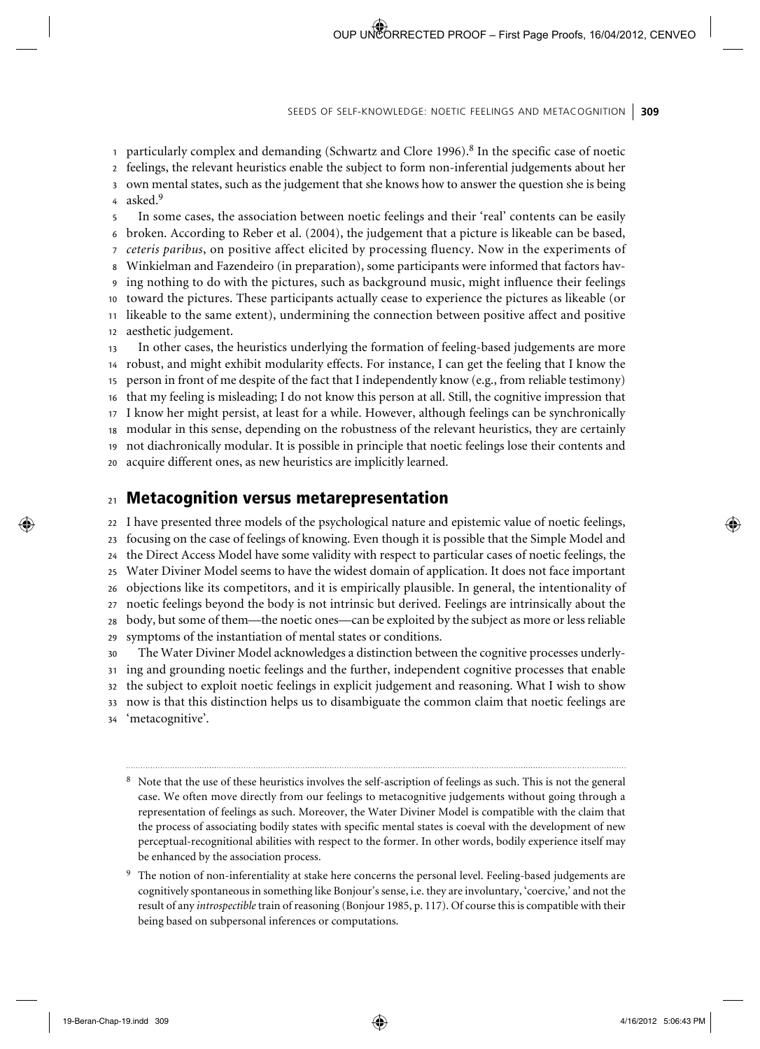particularly complex and demanding (Schwartz and Clore 1996).[8] In the specific case of noetic feelings, the relevant heuristics enable the subject to form non-inferential judgements about her own mental states, such as the judgement that she knows how to answer the question she is being asked.[9]

In some cases, the association between noetic feelings and their 'real' contents can be easily broken. According to Reber et al. (2004), the judgement that a picture is likeable can be based, *ceteris paribus*, on positive affect elicited by processing fluency. Now in the experiments of Winkielman and Fazendeiro (in preparation), some participants were informed that factors having nothing to do with the pictures, such as background music, might influence their feelings toward the pictures. These participants actually cease to experience the pictures as likeable (or likeable to the same extent), undermining the connection between positive affect and positive aesthetic judgement.

In other cases, the heuristics underlying the formation of feeling-based judgements are more robust, and might exhibit modularity effects. For instance, I can get the feeling that I know the person in front of me despite of the fact that I independently know (e.g., from reliable testimony) that my feeling is misleading; I do not know this person at all. Still, the cognitive impression that I know her might persist, at least for a while. However, although feelings can be synchronically modular in this sense, depending on the robustness of the relevant heuristics, they are certainly not diachronically modular. It is possible in principle that noetic feelings lose their contents and acquire different ones, as new heuristics are implicitly learned.

## Metacognition versus metarepresentation

I have presented three models of the psychological nature and epistemic value of noetic feelings, focusing on the case of feelings of knowing. Even though it is possible that the Simple Model and the Direct Access Model have some validity with respect to particular cases of noetic feelings, the Water Diviner Model seems to have the widest domain of application. It does not face important objections like its competitors, and it is empirically plausible. In general, the intentionality of noetic feelings beyond the body is not intrinsic but derived. Feelings are intrinsically about the body, but some of them—the noetic ones—can be exploited by the subject as more or less reliable symptoms of the instantiation of mental states or conditions.

The Water Diviner Model acknowledges a distinction between the cognitive processes underlying and grounding noetic feelings and the further, independent cognitive processes that enable the subject to exploit noetic feelings in explicit judgement and reasoning. What I wish to show now is that this distinction helps us to disambiguate the common claim that noetic feelings are 'metacognitive'.

---

[8] Note that the use of these heuristics involves the self-ascription of feelings as such. This is not the general case. We often move directly from our feelings to metacognitive judgements without going through a representation of feelings as such. Moreover, the Water Diviner Model is compatible with the claim that the process of associating bodily states with specific mental states is coeval with the development of new perceptual-recognitional abilities with respect to the former. In other words, bodily experience itself may be enhanced by the association process.

[9] The notion of non-inferentiality at stake here concerns the personal level. Feeling-based judgements are cognitively spontaneous in something like Bonjour's sense, i.e. they are involuntary, 'coercive,' and not the result of any *introspectible* train of reasoning (Bonjour 1985, p. 117). Of course this is compatible with their being based on subpersonal inferences or computations.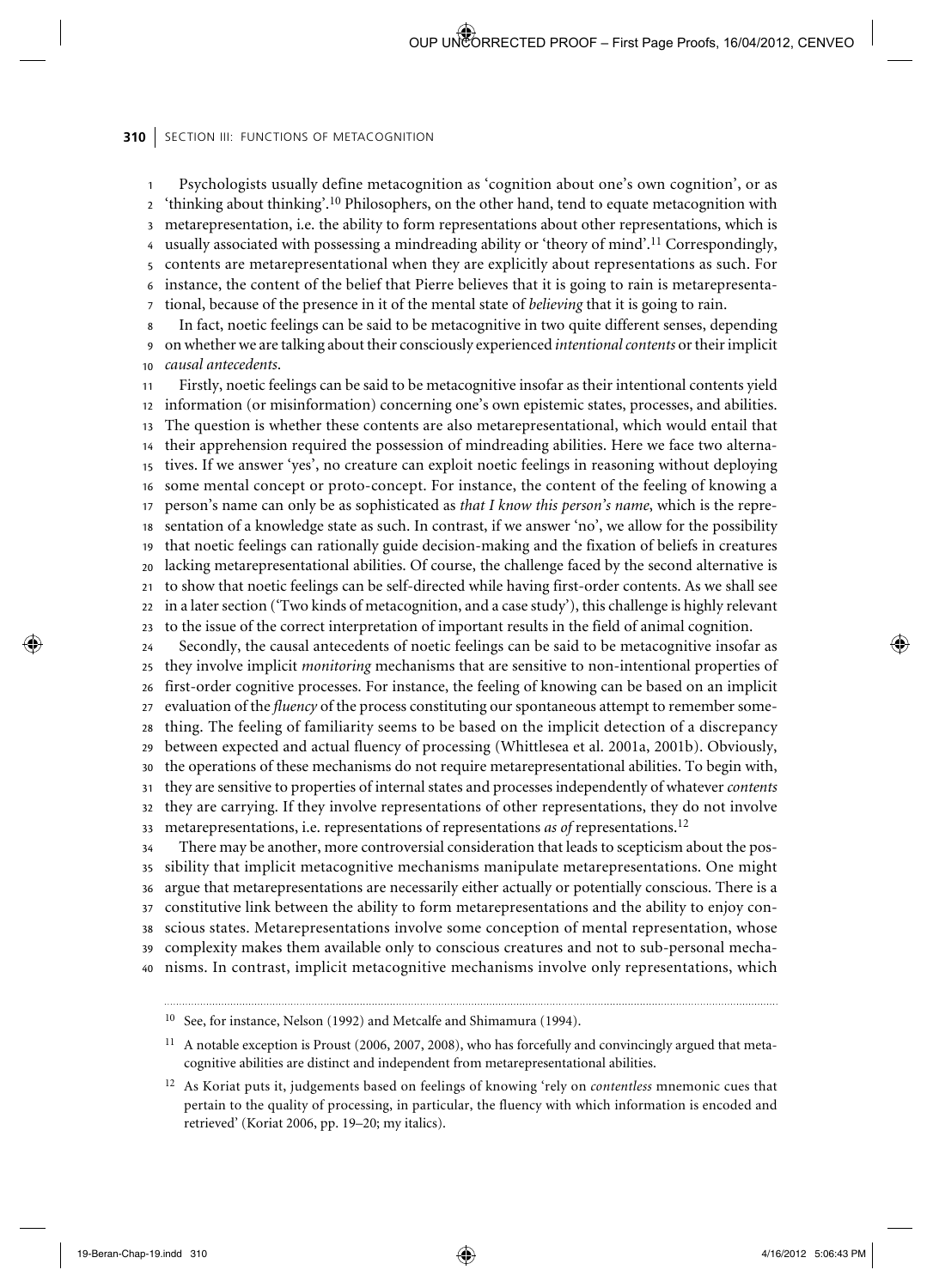Psychologists usually define metacognition as 'cognition about one's own cognition', or as 'thinking about thinking'.[10] Philosophers, on the other hand, tend to equate metacognition with metarepresentation, i.e. the ability to form representations about other representations, which is usually associated with possessing a mindreading ability or 'theory of mind'.[11] Correspondingly, contents are metarepresentational when they are explicitly about representations as such. For instance, the content of the belief that Pierre believes that it is going to rain is metarepresentational, because of the presence in it of the mental state of *believing* that it is going to rain.

In fact, noetic feelings can be said to be metacognitive in two quite different senses, depending on whether we are talking about their consciously experienced *intentional contents* or their implicit *causal antecedents*.

Firstly, noetic feelings can be said to be metacognitive insofar as their intentional contents yield information (or misinformation) concerning one's own epistemic states, processes, and abilities. The question is whether these contents are also metarepresentational, which would entail that their apprehension required the possession of mindreading abilities. Here we face two alternatives. If we answer 'yes', no creature can exploit noetic feelings in reasoning without deploying some mental concept or proto-concept. For instance, the content of the feeling of knowing a person's name can only be as sophisticated as *that I know this person's name*, which is the representation of a knowledge state as such. In contrast, if we answer 'no', we allow for the possibility that noetic feelings can rationally guide decision-making and the fixation of beliefs in creatures lacking metarepresentational abilities. Of course, the challenge faced by the second alternative is to show that noetic feelings can be self-directed while having first-order contents. As we shall see in a later section ('Two kinds of metacognition, and a case study'), this challenge is highly relevant to the issue of the correct interpretation of important results in the field of animal cognition.

Secondly, the causal antecedents of noetic feelings can be said to be metacognitive insofar as they involve implicit *monitoring* mechanisms that are sensitive to non-intentional properties of first-order cognitive processes. For instance, the feeling of knowing can be based on an implicit evaluation of the *fluency* of the process constituting our spontaneous attempt to remember something. The feeling of familiarity seems to be based on the implicit detection of a discrepancy between expected and actual fluency of processing (Whittlesea et al. 2001a, 2001b). Obviously, the operations of these mechanisms do not require metarepresentational abilities. To begin with, they are sensitive to properties of internal states and processes independently of whatever *contents* they are carrying. If they involve representations of other representations, they do not involve metarepresentations, i.e. representations of representations *as of* representations.[12]

There may be another, more controversial consideration that leads to scepticism about the possibility that implicit metacognitive mechanisms manipulate metarepresentations. One might argue that metarepresentations are necessarily either actually or potentially conscious. There is a constitutive link between the ability to form metarepresentations and the ability to enjoy conscious states. Metarepresentations involve some conception of mental representation, whose complexity makes them available only to conscious creatures and not to sub-personal mechanisms. In contrast, implicit metacognitive mechanisms involve only representations, which

---

[10] See, for instance, Nelson (1992) and Metcalfe and Shimamura (1994).

[11] A notable exception is Proust (2006, 2007, 2008), who has forcefully and convincingly argued that metacognitive abilities are distinct and independent from metarepresentational abilities.

[12] As Koriat puts it, judgements based on feelings of knowing 'rely on *contentless* mnemonic cues that pertain to the quality of processing, in particular, the fluency with which information is encoded and retrieved' (Koriat 2006, pp. 19–20; my italics).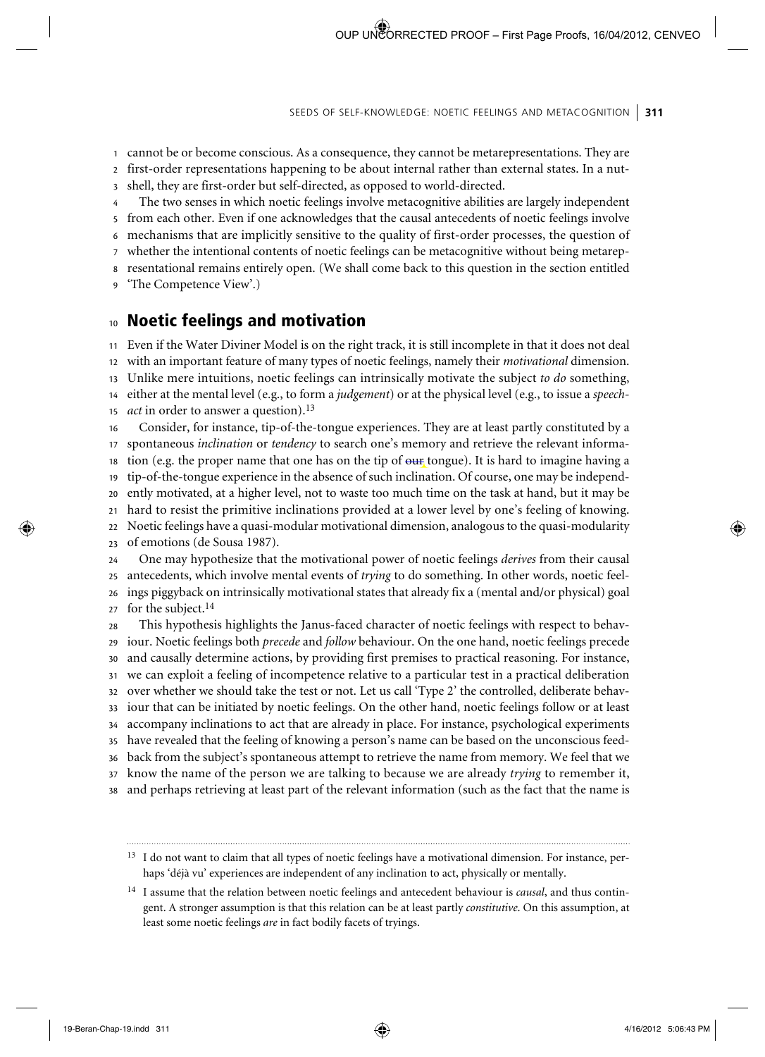cannot be or become conscious. As a consequence, they cannot be metarepresentations. They are first-order representations happening to be about internal rather than external states. In a nutshell, they are first-order but self-directed, as opposed to world-directed.

The two senses in which noetic feelings involve metacognitive abilities are largely independent from each other. Even if one acknowledges that the causal antecedents of noetic feelings involve mechanisms that are implicitly sensitive to the quality of first-order processes, the question of whether the intentional contents of noetic feelings can be metacognitive without being metarepresentational remains entirely open. (We shall come back to this question in the section entitled 'The Competence View'.)

## Noetic feelings and motivation

Even if the Water Diviner Model is on the right track, it is still incomplete in that it does not deal with an important feature of many types of noetic feelings, namely their *motivational* dimension. Unlike mere intuitions, noetic feelings can intrinsically motivate the subject *to do* something, either at the mental level (e.g., to form a *judgement*) or at the physical level (e.g., to issue a *speech-act* in order to answer a question).[13]

Consider, for instance, tip-of-the-tongue experiences. They are at least partly constituted by a spontaneous *inclination* or *tendency* to search one's memory and retrieve the relevant information (e.g. the proper name that one has on the tip of ~~our~~ tongue). It is hard to imagine having a tip-of-the-tongue experience in the absence of such inclination. Of course, one may be independently motivated, at a higher level, not to waste too much time on the task at hand, but it may be hard to resist the primitive inclinations provided at a lower level by one's feeling of knowing. Noetic feelings have a quasi-modular motivational dimension, analogous to the quasi-modularity of emotions (de Sousa 1987).

One may hypothesize that the motivational power of noetic feelings *derives* from their causal antecedents, which involve mental events of *trying* to do something. In other words, noetic feelings piggyback on intrinsically motivational states that already fix a (mental and/or physical) goal for the subject.[14]

This hypothesis highlights the Janus-faced character of noetic feelings with respect to behaviour. Noetic feelings both *precede* and *follow* behaviour. On the one hand, noetic feelings precede and causally determine actions, by providing first premises to practical reasoning. For instance, we can exploit a feeling of incompetence relative to a particular test in a practical deliberation over whether we should take the test or not. Let us call 'Type 2' the controlled, deliberate behaviour that can be initiated by noetic feelings. On the other hand, noetic feelings follow or at least accompany inclinations to act that are already in place. For instance, psychological experiments have revealed that the feeling of knowing a person's name can be based on the unconscious feedback from the subject's spontaneous attempt to retrieve the name from memory. We feel that we know the name of the person we are talking to because we are already *trying* to remember it, and perhaps retrieving at least part of the relevant information (such as the fact that the name is

---

[13] I do not want to claim that all types of noetic feelings have a motivational dimension. For instance, perhaps 'déjà vu' experiences are independent of any inclination to act, physically or mentally.

[14] I assume that the relation between noetic feelings and antecedent behaviour is *causal*, and thus contingent. A stronger assumption is that this relation can be at least partly *constitutive*. On this assumption, at least some noetic feelings *are* in fact bodily facets of tryings.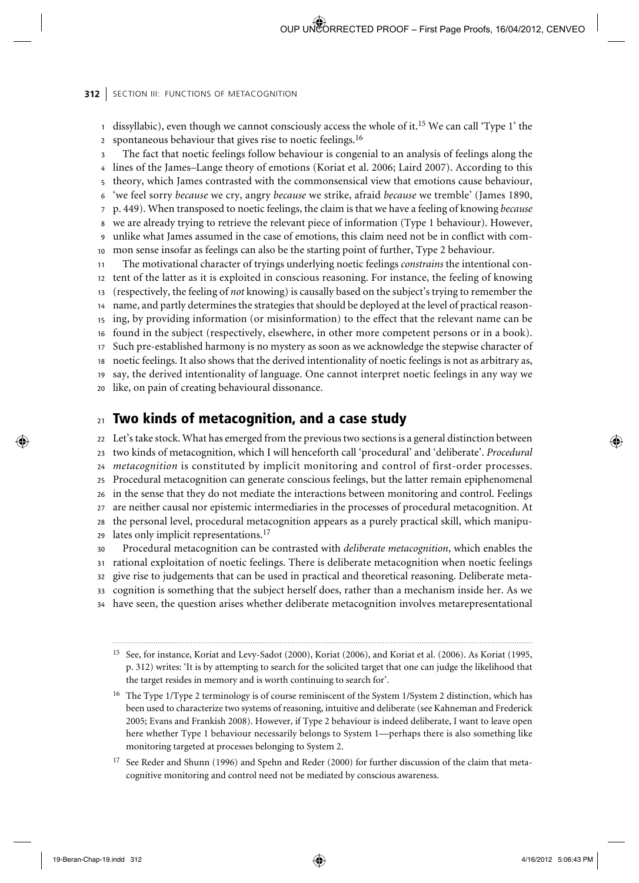dissyllabic), even though we cannot consciously access the whole of it.[15] We can call 'Type 1' the spontaneous behaviour that gives rise to noetic feelings.[16]

The fact that noetic feelings follow behaviour is congenial to an analysis of feelings along the lines of the James–Lange theory of emotions (Koriat et al. 2006; Laird 2007). According to this theory, which James contrasted with the commonsensical view that emotions cause behaviour, 'we feel sorry *because* we cry, angry *because* we strike, afraid *because* we tremble' (James 1890, p. 449). When transposed to noetic feelings, the claim is that we have a feeling of knowing *because* we are already trying to retrieve the relevant piece of information (Type 1 behaviour). However, unlike what James assumed in the case of emotions, this claim need not be in conflict with common sense insofar as feelings can also be the starting point of further, Type 2 behaviour.

The motivational character of tryings underlying noetic feelings *constrains* the intentional content of the latter as it is exploited in conscious reasoning. For instance, the feeling of knowing (respectively, the feeling of *not* knowing) is causally based on the subject's trying to remember the name, and partly determines the strategies that should be deployed at the level of practical reasoning, by providing information (or misinformation) to the effect that the relevant name can be found in the subject (respectively, elsewhere, in other more competent persons or in a book). Such pre-established harmony is no mystery as soon as we acknowledge the stepwise character of noetic feelings. It also shows that the derived intentionality of noetic feelings is not as arbitrary as, say, the derived intentionality of language. One cannot interpret noetic feelings in any way we like, on pain of creating behavioural dissonance.

## Two kinds of metacognition, and a case study

Let's take stock. What has emerged from the previous two sections is a general distinction between two kinds of metacognition, which I will henceforth call 'procedural' and 'deliberate'. *Procedural metacognition* is constituted by implicit monitoring and control of first-order processes. Procedural metacognition can generate conscious feelings, but the latter remain epiphenomenal in the sense that they do not mediate the interactions between monitoring and control. Feelings are neither causal nor epistemic intermediaries in the processes of procedural metacognition. At the personal level, procedural metacognition appears as a purely practical skill, which manipulates only implicit representations.[17]

Procedural metacognition can be contrasted with *deliberate metacognition*, which enables the rational exploitation of noetic feelings. There is deliberate metacognition when noetic feelings give rise to judgements that can be used in practical and theoretical reasoning. Deliberate metacognition is something that the subject herself does, rather than a mechanism inside her. As we have seen, the question arises whether deliberate metacognition involves metarepresentational

---

[15] See, for instance, Koriat and Levy-Sadot (2000), Koriat (2006), and Koriat et al. (2006). As Koriat (1995, p. 312) writes: 'It is by attempting to search for the solicited target that one can judge the likelihood that the target resides in memory and is worth continuing to search for'.

[16] The Type 1/Type 2 terminology is of course reminiscent of the System 1/System 2 distinction, which has been used to characterize two systems of reasoning, intuitive and deliberate (see Kahneman and Frederick 2005; Evans and Frankish 2008). However, if Type 2 behaviour is indeed deliberate, I want to leave open here whether Type 1 behaviour necessarily belongs to System 1—perhaps there is also something like monitoring targeted at processes belonging to System 2.

[17] See Reder and Shunn (1996) and Spehn and Reder (2000) for further discussion of the claim that metacognitive monitoring and control need not be mediated by conscious awareness.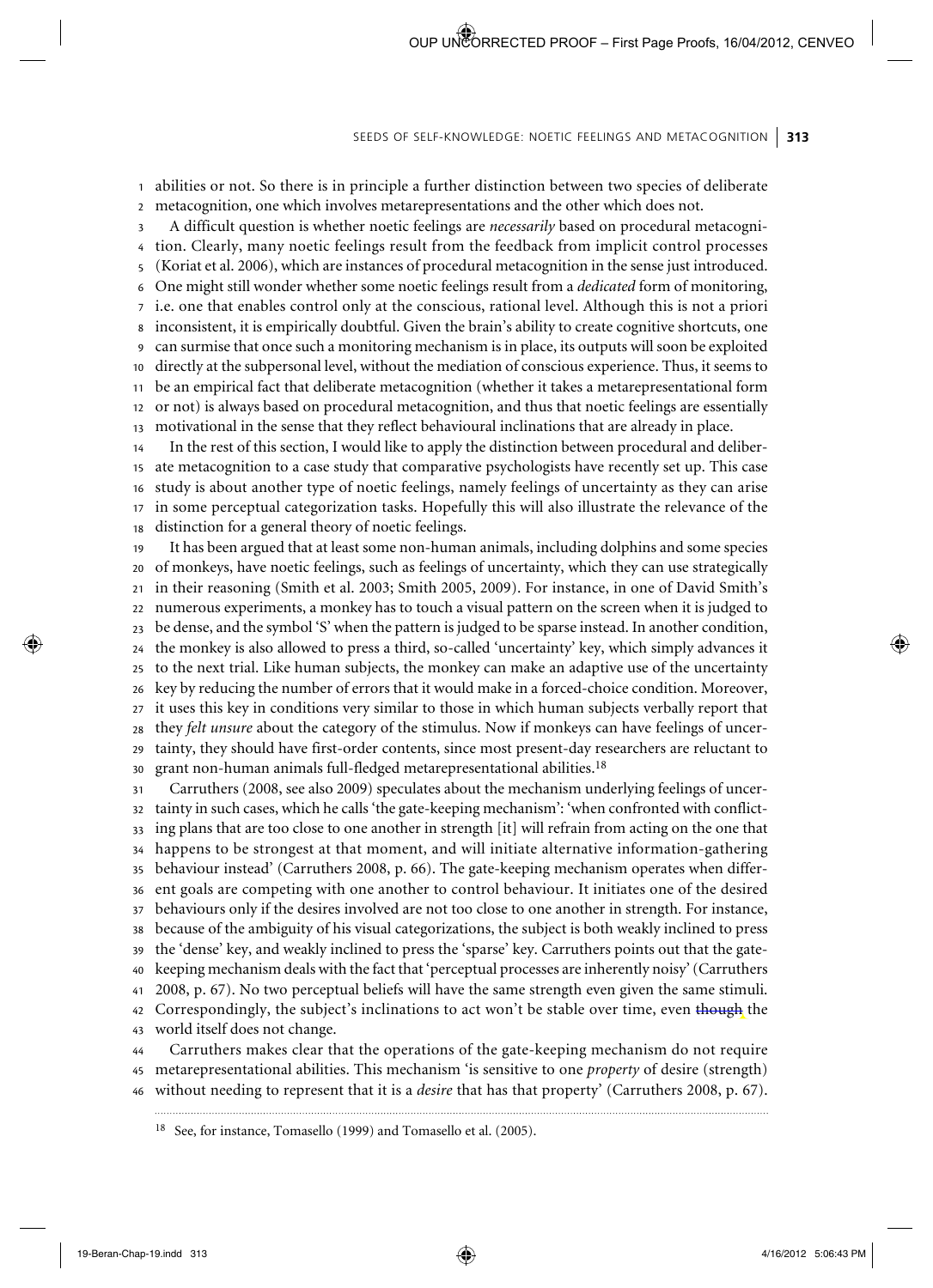abilities or not. So there is in principle a further distinction between two species of deliberate metacognition, one which involves metarepresentations and the other which does not.

A difficult question is whether noetic feelings are *necessarily* based on procedural metacognition. Clearly, many noetic feelings result from the feedback from implicit control processes (Koriat et al. 2006), which are instances of procedural metacognition in the sense just introduced. One might still wonder whether some noetic feelings result from a *dedicated* form of monitoring, i.e. one that enables control only at the conscious, rational level. Although this is not a priori inconsistent, it is empirically doubtful. Given the brain's ability to create cognitive shortcuts, one can surmise that once such a monitoring mechanism is in place, its outputs will soon be exploited directly at the subpersonal level, without the mediation of conscious experience. Thus, it seems to be an empirical fact that deliberate metacognition (whether it takes a metarepresentational form or not) is always based on procedural metacognition, and thus that noetic feelings are essentially motivational in the sense that they reflect behavioural inclinations that are already in place.

In the rest of this section, I would like to apply the distinction between procedural and deliberate metacognition to a case study that comparative psychologists have recently set up. This case study is about another type of noetic feelings, namely feelings of uncertainty as they can arise in some perceptual categorization tasks. Hopefully this will also illustrate the relevance of the distinction for a general theory of noetic feelings.

It has been argued that at least some non-human animals, including dolphins and some species of monkeys, have noetic feelings, such as feelings of uncertainty, which they can use strategically in their reasoning (Smith et al. 2003; Smith 2005, 2009). For instance, in one of David Smith's numerous experiments, a monkey has to touch a visual pattern on the screen when it is judged to be dense, and the symbol 'S' when the pattern is judged to be sparse instead. In another condition, the monkey is also allowed to press a third, so-called 'uncertainty' key, which simply advances it to the next trial. Like human subjects, the monkey can make an adaptive use of the uncertainty key by reducing the number of errors that it would make in a forced-choice condition. Moreover, it uses this key in conditions very similar to those in which human subjects verbally report that they *felt unsure* about the category of the stimulus. Now if monkeys can have feelings of uncertainty, they should have first-order contents, since most present-day researchers are reluctant to grant non-human animals full-fledged metarepresentational abilities.[18]

Carruthers (2008, see also 2009) speculates about the mechanism underlying feelings of uncertainty in such cases, which he calls 'the gate-keeping mechanism': 'when confronted with conflicting plans that are too close to one another in strength [it] will refrain from acting on the one that happens to be strongest at that moment, and will initiate alternative information-gathering behaviour instead' (Carruthers 2008, p. 66). The gate-keeping mechanism operates when different goals are competing with one another to control behaviour. It initiates one of the desired behaviours only if the desires involved are not too close to one another in strength. For instance, because of the ambiguity of his visual categorizations, the subject is both weakly inclined to press the 'dense' key, and weakly inclined to press the 'sparse' key. Carruthers points out that the gate-keeping mechanism deals with the fact that 'perceptual processes are inherently noisy' (Carruthers 2008, p. 67). No two perceptual beliefs will have the same strength even given the same stimuli. Correspondingly, the subject's inclinations to act won't be stable over time, even ~~though~~ the world itself does not change.

Carruthers makes clear that the operations of the gate-keeping mechanism do not require metarepresentational abilities. This mechanism 'is sensitive to one *property* of desire (strength) without needing to represent that it is a *desire* that has that property' (Carruthers 2008, p. 67).

[18] See, for instance, Tomasello (1999) and Tomasello et al. (2005).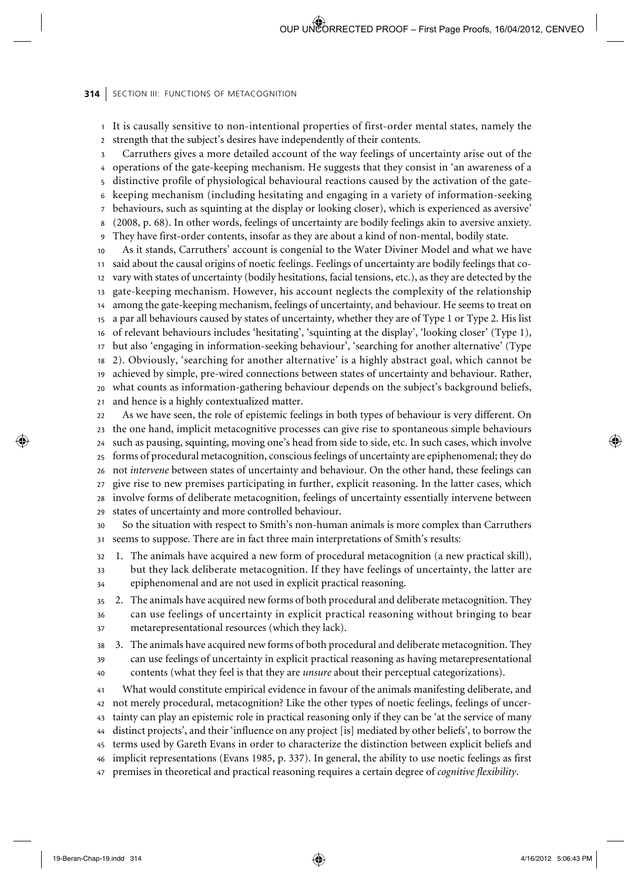It is causally sensitive to non-intentional properties of first-order mental states, namely the strength that the subject's desires have independently of their contents.

Carruthers gives a more detailed account of the way feelings of uncertainty arise out of the operations of the gate-keeping mechanism. He suggests that they consist in 'an awareness of a distinctive profile of physiological behavioural reactions caused by the activation of the gate-keeping mechanism (including hesitating and engaging in a variety of information-seeking behaviours, such as squinting at the display or looking closer), which is experienced as aversive' (2008, p. 68). In other words, feelings of uncertainty are bodily feelings akin to aversive anxiety. They have first-order contents, insofar as they are about a kind of non-mental, bodily state.

As it stands, Carruthers' account is congenial to the Water Diviner Model and what we have said about the causal origins of noetic feelings. Feelings of uncertainty are bodily feelings that co-vary with states of uncertainty (bodily hesitations, facial tensions, etc.), as they are detected by the gate-keeping mechanism. However, his account neglects the complexity of the relationship among the gate-keeping mechanism, feelings of uncertainty, and behaviour. He seems to treat on a par all behaviours caused by states of uncertainty, whether they are of Type 1 or Type 2. His list of relevant behaviours includes 'hesitating', 'squinting at the display', 'looking closer' (Type 1), but also 'engaging in information-seeking behaviour', 'searching for another alternative' (Type 2). Obviously, 'searching for another alternative' is a highly abstract goal, which cannot be achieved by simple, pre-wired connections between states of uncertainty and behaviour. Rather, what counts as information-gathering behaviour depends on the subject's background beliefs, and hence is a highly contextualized matter.

As we have seen, the role of epistemic feelings in both types of behaviour is very different. On the one hand, implicit metacognitive processes can give rise to spontaneous simple behaviours such as pausing, squinting, moving one's head from side to side, etc. In such cases, which involve forms of procedural metacognition, conscious feelings of uncertainty are epiphenomenal; they do not *intervene* between states of uncertainty and behaviour. On the other hand, these feelings can give rise to new premises participating in further, explicit reasoning. In the latter cases, which involve forms of deliberate metacognition, feelings of uncertainty essentially intervene between states of uncertainty and more controlled behaviour.

So the situation with respect to Smith's non-human animals is more complex than Carruthers seems to suppose. There are in fact three main interpretations of Smith's results:

1. The animals have acquired a new form of procedural metacognition (a new practical skill), but they lack deliberate metacognition. If they have feelings of uncertainty, the latter are epiphenomenal and are not used in explicit practical reasoning.
2. The animals have acquired new forms of both procedural and deliberate metacognition. They can use feelings of uncertainty in explicit practical reasoning without bringing to bear metarepresentational resources (which they lack).
3. The animals have acquired new forms of both procedural and deliberate metacognition. They can use feelings of uncertainty in explicit practical reasoning as having metarepresentational contents (what they feel is that they are *unsure* about their perceptual categorizations).

What would constitute empirical evidence in favour of the animals manifesting deliberate, and not merely procedural, metacognition? Like the other types of noetic feelings, feelings of uncertainty can play an epistemic role in practical reasoning only if they can be 'at the service of many distinct projects', and their 'influence on any project [is] mediated by other beliefs', to borrow the terms used by Gareth Evans in order to characterize the distinction between explicit beliefs and implicit representations (Evans 1985, p. 337). In general, the ability to use noetic feelings as first premises in theoretical and practical reasoning requires a certain degree of *cognitive flexibility*.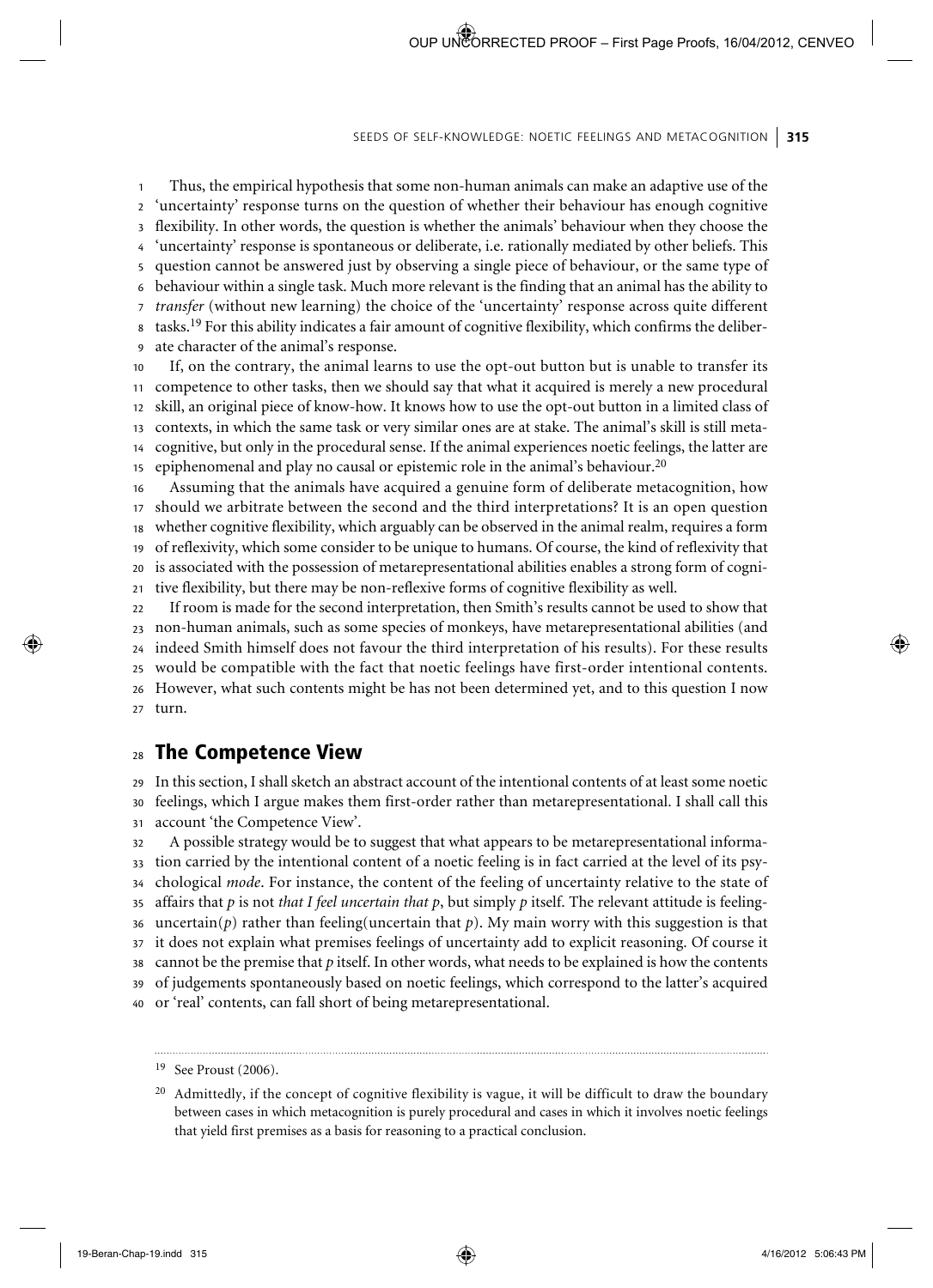Thus, the empirical hypothesis that some non-human animals can make an adaptive use of the 'uncertainty' response turns on the question of whether their behaviour has enough cognitive flexibility. In other words, the question is whether the animals' behaviour when they choose the 'uncertainty' response is spontaneous or deliberate, i.e. rationally mediated by other beliefs. This question cannot be answered just by observing a single piece of behaviour, or the same type of behaviour within a single task. Much more relevant is the finding that an animal has the ability to *transfer* (without new learning) the choice of the 'uncertainty' response across quite different tasks.[19] For this ability indicates a fair amount of cognitive flexibility, which confirms the deliberate character of the animal's response.

If, on the contrary, the animal learns to use the opt-out button but is unable to transfer its competence to other tasks, then we should say that what it acquired is merely a new procedural skill, an original piece of know-how. It knows how to use the opt-out button in a limited class of contexts, in which the same task or very similar ones are at stake. The animal's skill is still metacognitive, but only in the procedural sense. If the animal experiences noetic feelings, the latter are epiphenomenal and play no causal or epistemic role in the animal's behaviour.[20]

Assuming that the animals have acquired a genuine form of deliberate metacognition, how should we arbitrate between the second and the third interpretations? It is an open question whether cognitive flexibility, which arguably can be observed in the animal realm, requires a form of reflexivity, which some consider to be unique to humans. Of course, the kind of reflexivity that is associated with the possession of metarepresentational abilities enables a strong form of cognitive flexibility, but there may be non-reflexive forms of cognitive flexibility as well.

If room is made for the second interpretation, then Smith's results cannot be used to show that non-human animals, such as some species of monkeys, have metarepresentational abilities (and indeed Smith himself does not favour the third interpretation of his results). For these results would be compatible with the fact that noetic feelings have first-order intentional contents. However, what such contents might be has not been determined yet, and to this question I now turn.

## The Competence View

In this section, I shall sketch an abstract account of the intentional contents of at least some noetic feelings, which I argue makes them first-order rather than metarepresentational. I shall call this account 'the Competence View'.

A possible strategy would be to suggest that what appears to be metarepresentational information carried by the intentional content of a noetic feeling is in fact carried at the level of its psychological *mode*. For instance, the content of the feeling of uncertainty relative to the state of affairs that $p$ is not *that I feel uncertain that p*, but simply $p$ itself. The relevant attitude is feeling-uncertain($p$) rather than feeling(uncertain that $p$). My main worry with this suggestion is that it does not explain what premises feelings of uncertainty add to explicit reasoning. Of course it cannot be the premise that $p$ itself. In other words, what needs to be explained is how the contents of judgements spontaneously based on noetic feelings, which correspond to the latter's acquired or 'real' contents, can fall short of being metarepresentational.

---

[19] See Proust (2006).

[20] Admittedly, if the concept of cognitive flexibility is vague, it will be difficult to draw the boundary between cases in which metacognition is purely procedural and cases in which it involves noetic feelings that yield first premises as a basis for reasoning to a practical conclusion.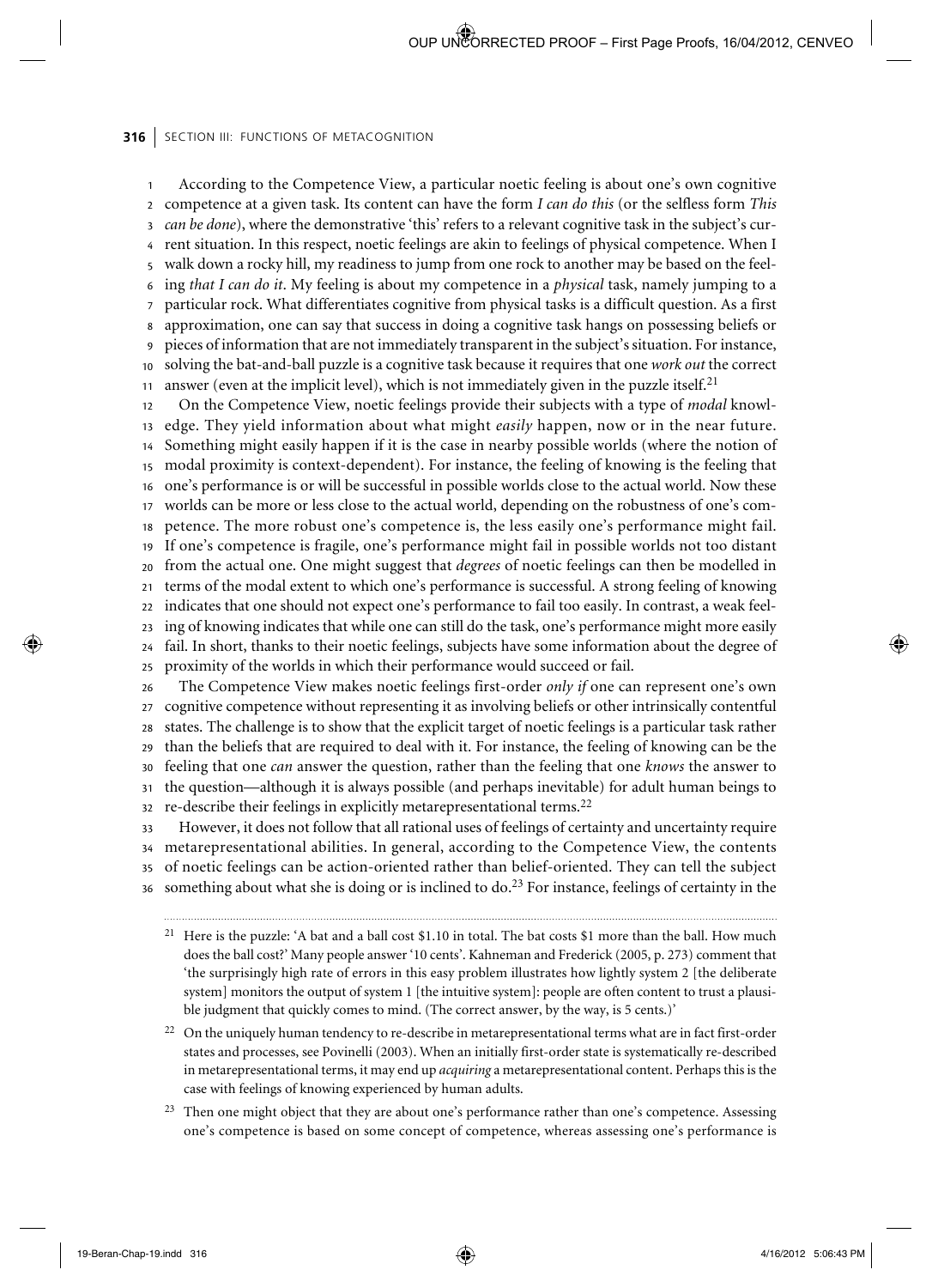According to the Competence View, a particular noetic feeling is about one's own cognitive competence at a given task. Its content can have the form *I can do this* (or the selfless form *This can be done*), where the demonstrative 'this' refers to a relevant cognitive task in the subject's current situation. In this respect, noetic feelings are akin to feelings of physical competence. When I walk down a rocky hill, my readiness to jump from one rock to another may be based on the feeling *that I can do it*. My feeling is about my competence in a *physical* task, namely jumping to a particular rock. What differentiates cognitive from physical tasks is a difficult question. As a first approximation, one can say that success in doing a cognitive task hangs on possessing beliefs or pieces of information that are not immediately transparent in the subject's situation. For instance, solving the bat-and-ball puzzle is a cognitive task because it requires that one *work out* the correct answer (even at the implicit level), which is not immediately given in the puzzle itself.[21]

On the Competence View, noetic feelings provide their subjects with a type of *modal* knowledge. They yield information about what might *easily* happen, now or in the near future. Something might easily happen if it is the case in nearby possible worlds (where the notion of modal proximity is context-dependent). For instance, the feeling of knowing is the feeling that one's performance is or will be successful in possible worlds close to the actual world. Now these worlds can be more or less close to the actual world, depending on the robustness of one's competence. The more robust one's competence is, the less easily one's performance might fail. If one's competence is fragile, one's performance might fail in possible worlds not too distant from the actual one. One might suggest that *degrees* of noetic feelings can then be modelled in terms of the modal extent to which one's performance is successful. A strong feeling of knowing indicates that one should not expect one's performance to fail too easily. In contrast, a weak feeling of knowing indicates that while one can still do the task, one's performance might more easily fail. In short, thanks to their noetic feelings, subjects have some information about the degree of proximity of the worlds in which their performance would succeed or fail.

The Competence View makes noetic feelings first-order *only if* one can represent one's own cognitive competence without representing it as involving beliefs or other intrinsically contentful states. The challenge is to show that the explicit target of noetic feelings is a particular task rather than the beliefs that are required to deal with it. For instance, the feeling of knowing can be the feeling that one *can* answer the question, rather than the feeling that one *knows* the answer to the question—although it is always possible (and perhaps inevitable) for adult human beings to re-describe their feelings in explicitly metarepresentational terms.[22]

However, it does not follow that all rational uses of feelings of certainty and uncertainty require metarepresentational abilities. In general, according to the Competence View, the contents of noetic feelings can be action-oriented rather than belief-oriented. They can tell the subject something about what she is doing or is inclined to do.[23] For instance, feelings of certainty in the

---

[21] Here is the puzzle: 'A bat and a ball cost $1.10 in total. The bat costs $1 more than the ball. How much does the ball cost?' Many people answer '10 cents'. Kahneman and Frederick (2005, p. 273) comment that 'the surprisingly high rate of errors in this easy problem illustrates how lightly system 2 [the deliberate system] monitors the output of system 1 [the intuitive system]: people are often content to trust a plausible judgment that quickly comes to mind. (The correct answer, by the way, is 5 cents.)'

[22] On the uniquely human tendency to re-describe in metarepresentational terms what are in fact first-order states and processes, see Povinelli (2003). When an initially first-order state is systematically re-described in metarepresentational terms, it may end up *acquiring* a metarepresentational content. Perhaps this is the case with feelings of knowing experienced by human adults.

[23] Then one might object that they are about one's performance rather than one's competence. Assessing one's competence is based on some concept of competence, whereas assessing one's performance is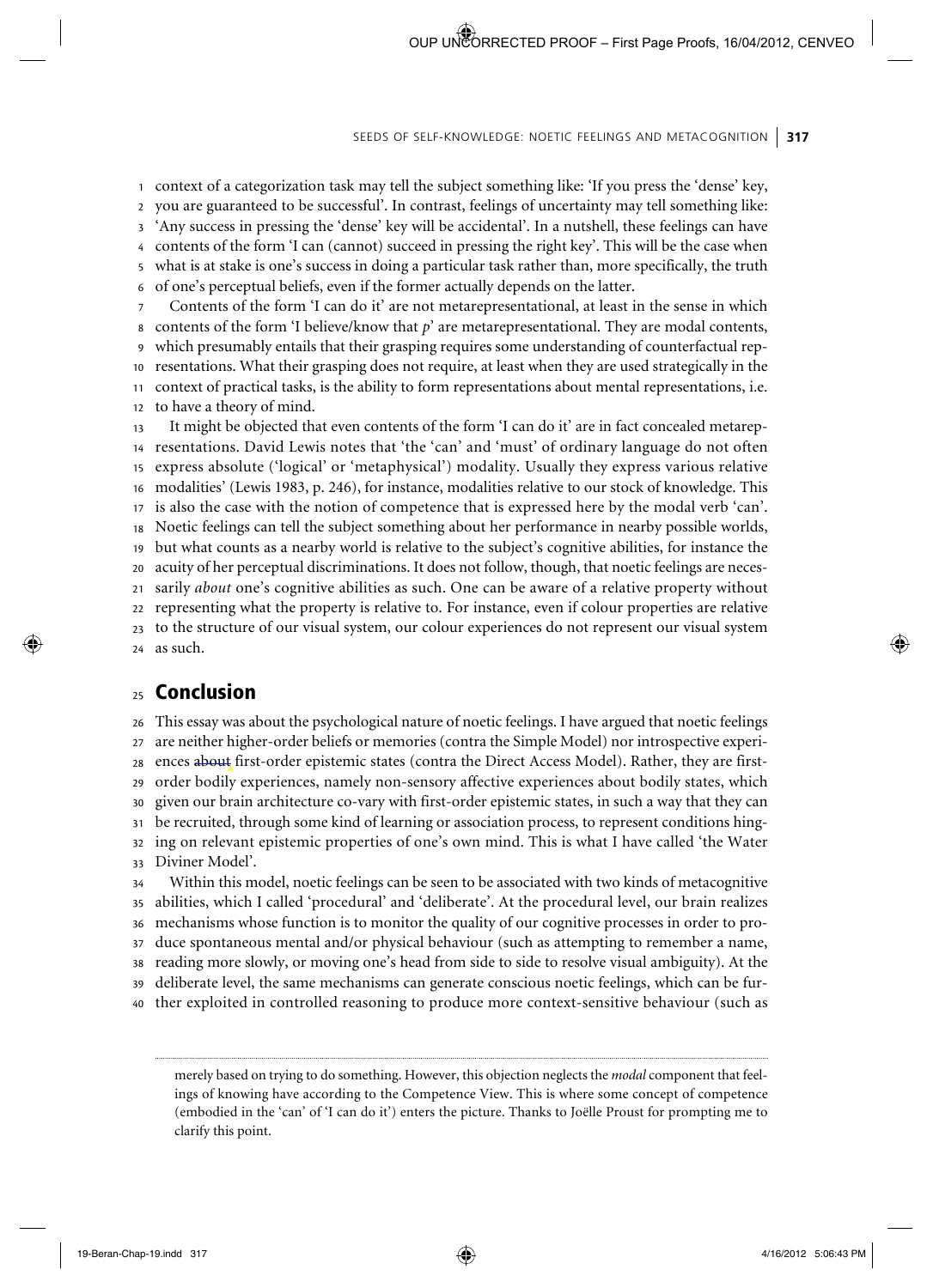context of a categorization task may tell the subject something like: 'If you press the 'dense' key, you are guaranteed to be successful'. In contrast, feelings of uncertainty may tell something like: 'Any success in pressing the 'dense' key will be accidental'. In a nutshell, these feelings can have contents of the form 'I can (cannot) succeed in pressing the right key'. This will be the case when what is at stake is one's success in doing a particular task rather than, more specifically, the truth of one's perceptual beliefs, even if the former actually depends on the latter.

Contents of the form 'I can do it' are not metarepresentational, at least in the sense in which contents of the form 'I believe/know that *p*' are metarepresentational. They are modal contents, which presumably entails that their grasping requires some understanding of counterfactual representations. What their grasping does not require, at least when they are used strategically in the context of practical tasks, is the ability to form representations about mental representations, i.e. to have a theory of mind.

It might be objected that even contents of the form 'I can do it' are in fact concealed metarepresentations. David Lewis notes that 'the 'can' and 'must' of ordinary language do not often express absolute ('logical' or 'metaphysical') modality. Usually they express various relative modalities' (Lewis 1983, p. 246), for instance, modalities relative to our stock of knowledge. This is also the case with the notion of competence that is expressed here by the modal verb 'can'. Noetic feelings can tell the subject something about her performance in nearby possible worlds, but what counts as a nearby world is relative to the subject's cognitive abilities, for instance the acuity of her perceptual discriminations. It does not follow, though, that noetic feelings are necessarily *about* one's cognitive abilities as such. One can be aware of a relative property without representing what the property is relative to. For instance, even if colour properties are relative to the structure of our visual system, our colour experiences do not represent our visual system as such.

## Conclusion

This essay was about the psychological nature of noetic feelings. I have argued that noetic feelings are neither higher-order beliefs or memories (contra the Simple Model) nor introspective experiences ~~about~~ first-order epistemic states (contra the Direct Access Model). Rather, they are first-order bodily experiences, namely non-sensory affective experiences about bodily states, which given our brain architecture co-vary with first-order epistemic states, in such a way that they can be recruited, through some kind of learning or association process, to represent conditions hinging on relevant epistemic properties of one's own mind. This is what I have called 'the Water Diviner Model'.

Within this model, noetic feelings can be seen to be associated with two kinds of metacognitive abilities, which I called 'procedural' and 'deliberate'. At the procedural level, our brain realizes mechanisms whose function is to monitor the quality of our cognitive processes in order to produce spontaneous mental and/or physical behaviour (such as attempting to remember a name, reading more slowly, or moving one's head from side to side to resolve visual ambiguity). At the deliberate level, the same mechanisms can generate conscious noetic feelings, which can be further exploited in controlled reasoning to produce more context-sensitive behaviour (such as

merely based on trying to do something. However, this objection neglects the *modal* component that feelings of knowing have according to the Competence View. This is where some concept of competence (embodied in the 'can' of 'I can do it') enters the picture. Thanks to Joëlle Proust for prompting me to clarify this point.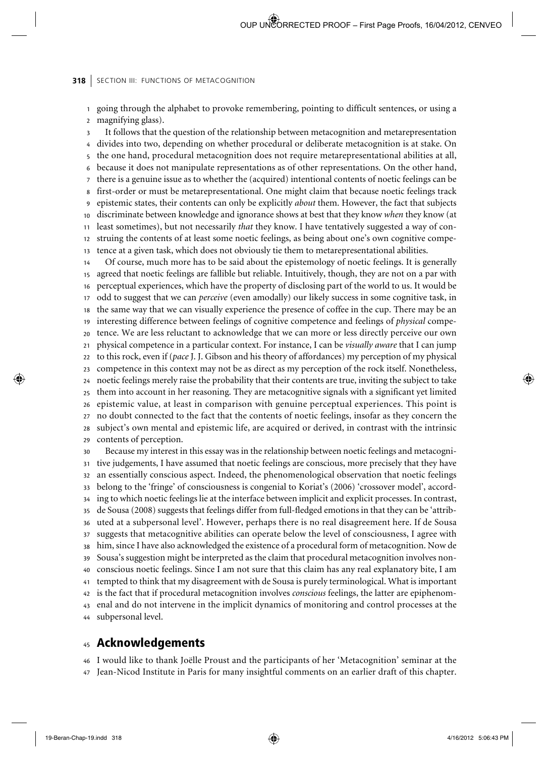going through the alphabet to provoke remembering, pointing to difficult sentences, or using a magnifying glass).

It follows that the question of the relationship between metacognition and metarepresentation divides into two, depending on whether procedural or deliberate metacognition is at stake. On the one hand, procedural metacognition does not require metarepresentational abilities at all, because it does not manipulate representations as of other representations. On the other hand, there is a genuine issue as to whether the (acquired) intentional contents of noetic feelings can be first-order or must be metarepresentational. One might claim that because noetic feelings track epistemic states, their contents can only be explicitly *about* them. However, the fact that subjects discriminate between knowledge and ignorance shows at best that they know *when* they know (at least sometimes), but not necessarily *that* they know. I have tentatively suggested a way of construing the contents of at least some noetic feelings, as being about one's own cognitive competence at a given task, which does not obviously tie them to metarepresentational abilities.

Of course, much more has to be said about the epistemology of noetic feelings. It is generally agreed that noetic feelings are fallible but reliable. Intuitively, though, they are not on a par with perceptual experiences, which have the property of disclosing part of the world to us. It would be odd to suggest that we can *perceive* (even amodally) our likely success in some cognitive task, in the same way that we can visually experience the presence of coffee in the cup. There may be an interesting difference between feelings of cognitive competence and feelings of *physical* competence. We are less reluctant to acknowledge that we can more or less directly perceive our own physical competence in a particular context. For instance, I can be *visually aware* that I can jump to this rock, even if (*pace* J. J. Gibson and his theory of affordances) my perception of my physical competence in this context may not be as direct as my perception of the rock itself. Nonetheless, noetic feelings merely raise the probability that their contents are true, inviting the subject to take them into account in her reasoning. They are metacognitive signals with a significant yet limited epistemic value, at least in comparison with genuine perceptual experiences. This point is no doubt connected to the fact that the contents of noetic feelings, insofar as they concern the subject's own mental and epistemic life, are acquired or derived, in contrast with the intrinsic contents of perception.

Because my interest in this essay was in the relationship between noetic feelings and metacognitive judgements, I have assumed that noetic feelings are conscious, more precisely that they have an essentially conscious aspect. Indeed, the phenomenological observation that noetic feelings belong to the 'fringe' of consciousness is congenial to Koriat's (2006) 'crossover model', according to which noetic feelings lie at the interface between implicit and explicit processes. In contrast, de Sousa (2008) suggests that feelings differ from full-fledged emotions in that they can be 'attributed at a subpersonal level'. However, perhaps there is no real disagreement here. If de Sousa suggests that metacognitive abilities can operate below the level of consciousness, I agree with him, since I have also acknowledged the existence of a procedural form of metacognition. Now de Sousa's suggestion might be interpreted as the claim that procedural metacognition involves nonconscious noetic feelings. Since I am not sure that this claim has any real explanatory bite, I am tempted to think that my disagreement with de Sousa is purely terminological. What is important is the fact that if procedural metacognition involves *conscious* feelings, the latter are epiphenomenal and do not intervene in the implicit dynamics of monitoring and control processes at the subpersonal level.

## Acknowledgements

I would like to thank Joëlle Proust and the participants of her 'Metacognition' seminar at the Jean-Nicod Institute in Paris for many insightful comments on an earlier draft of this chapter.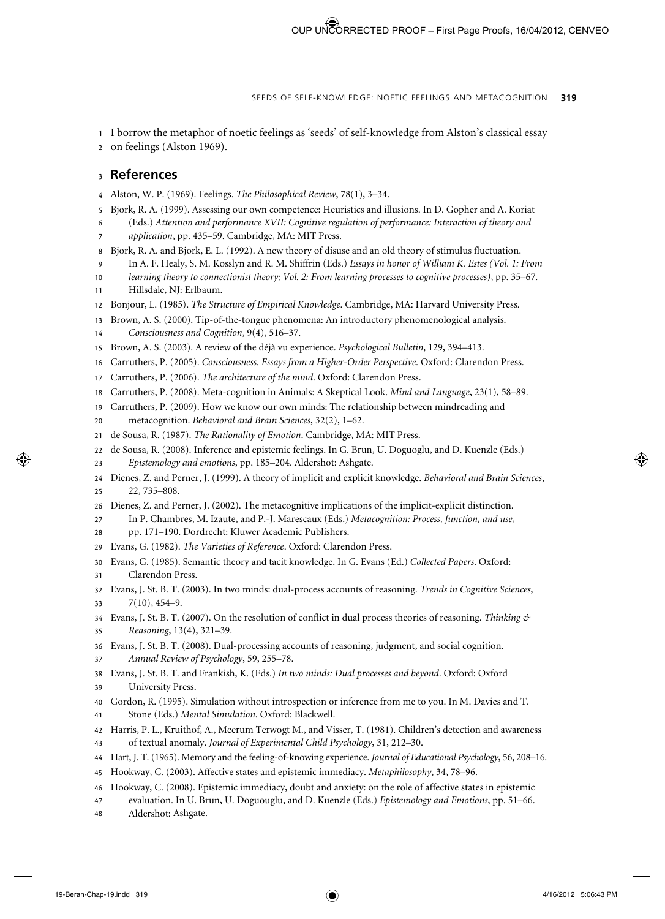I borrow the metaphor of noetic feelings as 'seeds' of self-knowledge from Alston's classical essay on feelings (Alston 1969).

## References

Alston, W. P. (1969). Feelings. *The Philosophical Review*, 78(1), 3–34.

Bjork, R. A. (1999). Assessing our own competence: Heuristics and illusions. In D. Gopher and A. Koriat (Eds.) *Attention and performance XVII: Cognitive regulation of performance: Interaction of theory and application*, pp. 435–59. Cambridge, MA: MIT Press.

Bjork, R. A. and Bjork, E. L. (1992). A new theory of disuse and an old theory of stimulus fluctuation. In A. F. Healy, S. M. Kosslyn and R. M. Shiffrin (Eds.) *Essays in honor of William K. Estes (Vol. 1: From learning theory to connectionist theory; Vol. 2: From learning processes to cognitive processes)*, pp. 35–67. Hillsdale, NJ: Erlbaum.

Bonjour, L. (1985). *The Structure of Empirical Knowledge*. Cambridge, MA: Harvard University Press.

Brown, A. S. (2000). Tip-of-the-tongue phenomena: An introductory phenomenological analysis. *Consciousness and Cognition*, 9(4), 516–37.

Brown, A. S. (2003). A review of the déjà vu experience. *Psychological Bulletin*, 129, 394–413.

Carruthers, P. (2005). *Consciousness. Essays from a Higher-Order Perspective*. Oxford: Clarendon Press.

Carruthers, P. (2006). *The architecture of the mind*. Oxford: Clarendon Press.

Carruthers, P. (2008). Meta-cognition in Animals: A Skeptical Look. *Mind and Language*, 23(1), 58–89.

Carruthers, P. (2009). How we know our own minds: The relationship between mindreading and metacognition. *Behavioral and Brain Sciences*, 32(2), 1–62.

de Sousa, R. (1987). *The Rationality of Emotion*. Cambridge, MA: MIT Press.

de Sousa, R. (2008). Inference and epistemic feelings. In G. Brun, U. Doguoglu, and D. Kuenzle (Eds.) *Epistemology and emotions*, pp. 185–204. Aldershot: Ashgate.

Dienes, Z. and Perner, J. (1999). A theory of implicit and explicit knowledge. *Behavioral and Brain Sciences*, 22, 735–808.

Dienes, Z. and Perner, J. (2002). The metacognitive implications of the implicit-explicit distinction. In P. Chambres, M. Izaute, and P.-J. Marescaux (Eds.) *Metacognition: Process, function, and use*, pp. 171–190. Dordrecht: Kluwer Academic Publishers.

Evans, G. (1982). *The Varieties of Reference*. Oxford: Clarendon Press.

Evans, G. (1985). Semantic theory and tacit knowledge. In G. Evans (Ed.) *Collected Papers*. Oxford: Clarendon Press.

Evans, J. St. B. T. (2003). In two minds: dual-process accounts of reasoning. *Trends in Cognitive Sciences*, 7(10), 454–9.

Evans, J. St. B. T. (2007). On the resolution of conflict in dual process theories of reasoning. *Thinking & Reasoning*, 13(4), 321–39.

Evans, J. St. B. T. (2008). Dual-processing accounts of reasoning, judgment, and social cognition. *Annual Review of Psychology*, 59, 255–78.

Evans, J. St. B. T. and Frankish, K. (Eds.) *In two minds: Dual processes and beyond*. Oxford: Oxford University Press.

Gordon, R. (1995). Simulation without introspection or inference from me to you. In M. Davies and T. Stone (Eds.) *Mental Simulation*. Oxford: Blackwell.

Harris, P. L., Kruithof, A., Meerum Terwogt M., and Visser, T. (1981). Children's detection and awareness of textual anomaly. *Journal of Experimental Child Psychology*, 31, 212–30.

Hart, J. T. (1965). Memory and the feeling-of-knowing experience. *Journal of Educational Psychology*, 56, 208–16.

Hookway, C. (2003). Affective states and epistemic immediacy. *Metaphilosophy*, 34, 78–96.

Hookway, C. (2008). Epistemic immediacy, doubt and anxiety: on the role of affective states in epistemic evaluation. In U. Brun, U. Doguouglu, and D. Kuenzle (Eds.) *Epistemology and Emotions*, pp. 51–66. Aldershot: Ashgate.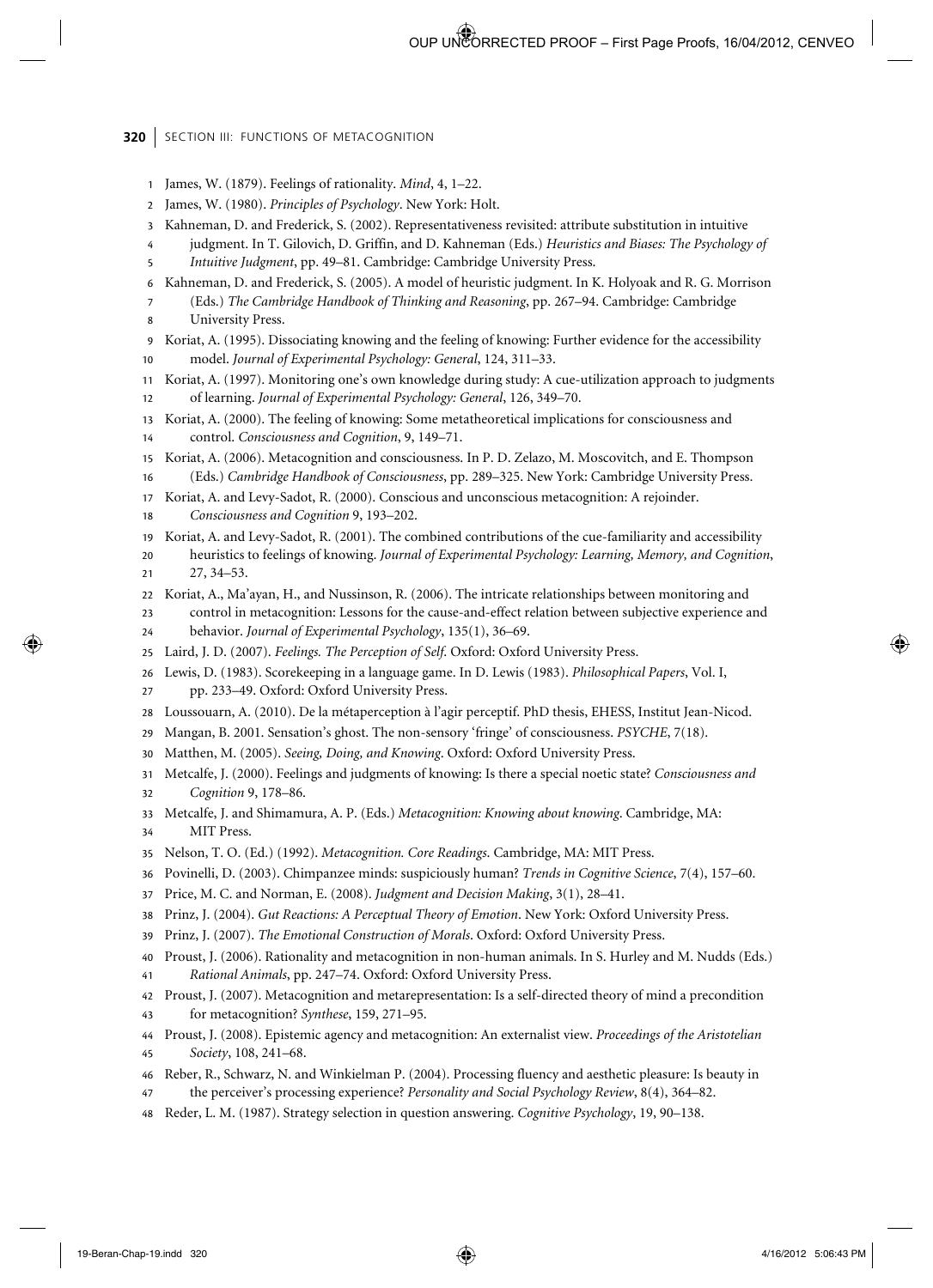James, W. (1879). Feelings of rationality. *Mind*, 4, 1–22.

James, W. (1980). *Principles of Psychology*. New York: Holt.

Kahneman, D. and Frederick, S. (2002). Representativeness revisited: attribute substitution in intuitive judgment. In T. Gilovich, D. Griffin, and D. Kahneman (Eds.) *Heuristics and Biases: The Psychology of Intuitive Judgment*, pp. 49–81. Cambridge: Cambridge University Press.

Kahneman, D. and Frederick, S. (2005). A model of heuristic judgment. In K. Holyoak and R. G. Morrison (Eds.) *The Cambridge Handbook of Thinking and Reasoning*, pp. 267–94. Cambridge: Cambridge University Press.

Koriat, A. (1995). Dissociating knowing and the feeling of knowing: Further evidence for the accessibility model. *Journal of Experimental Psychology: General*, 124, 311–33.

Koriat, A. (1997). Monitoring one's own knowledge during study: A cue-utilization approach to judgments of learning. *Journal of Experimental Psychology: General*, 126, 349–70.

Koriat, A. (2000). The feeling of knowing: Some metatheoretical implications for consciousness and control. *Consciousness and Cognition*, 9, 149–71.

Koriat, A. (2006). Metacognition and consciousness. In P. D. Zelazo, M. Moscovitch, and E. Thompson (Eds.) *Cambridge Handbook of Consciousness*, pp. 289–325. New York: Cambridge University Press.

Koriat, A. and Levy-Sadot, R. (2000). Conscious and unconscious metacognition: A rejoinder. *Consciousness and Cognition* 9, 193–202.

Koriat, A. and Levy-Sadot, R. (2001). The combined contributions of the cue-familiarity and accessibility heuristics to feelings of knowing. *Journal of Experimental Psychology: Learning, Memory, and Cognition*, 27, 34–53.

Koriat, A., Ma'ayan, H., and Nussinson, R. (2006). The intricate relationships between monitoring and control in metacognition: Lessons for the cause-and-effect relation between subjective experience and behavior. *Journal of Experimental Psychology*, 135(1), 36–69.

Laird, J. D. (2007). *Feelings. The Perception of Self*. Oxford: Oxford University Press.

Lewis, D. (1983). Scorekeeping in a language game. In D. Lewis (1983). *Philosophical Papers*, Vol. I, pp. 233–49. Oxford: Oxford University Press.

Loussouarn, A. (2010). De la métaperception à l'agir perceptif. PhD thesis, EHESS, Institut Jean-Nicod.

Mangan, B. 2001. Sensation's ghost. The non-sensory 'fringe' of consciousness. *PSYCHE*, 7(18).

Matthen, M. (2005). *Seeing, Doing, and Knowing*. Oxford: Oxford University Press.

Metcalfe, J. (2000). Feelings and judgments of knowing: Is there a special noetic state? *Consciousness and Cognition* 9, 178–86.

Metcalfe, J. and Shimamura, A. P. (Eds.) *Metacognition: Knowing about knowing*. Cambridge, MA: MIT Press.

Nelson, T. O. (Ed.) (1992). *Metacognition. Core Readings*. Cambridge, MA: MIT Press.

Povinelli, D. (2003). Chimpanzee minds: suspiciously human? *Trends in Cognitive Science*, 7(4), 157–60.

Price, M. C. and Norman, E. (2008). *Judgment and Decision Making*, 3(1), 28–41.

Prinz, J. (2004). *Gut Reactions: A Perceptual Theory of Emotion*. New York: Oxford University Press.

Prinz, J. (2007). *The Emotional Construction of Morals*. Oxford: Oxford University Press.

Proust, J. (2006). Rationality and metacognition in non-human animals. In S. Hurley and M. Nudds (Eds.) *Rational Animals*, pp. 247–74. Oxford: Oxford University Press.

Proust, J. (2007). Metacognition and metarepresentation: Is a self-directed theory of mind a precondition for metacognition? *Synthese*, 159, 271–95.

Proust, J. (2008). Epistemic agency and metacognition: An externalist view. *Proceedings of the Aristotelian Society*, 108, 241–68.

Reber, R., Schwarz, N. and Winkielman P. (2004). Processing fluency and aesthetic pleasure: Is beauty in the perceiver's processing experience? *Personality and Social Psychology Review*, 8(4), 364–82.

Reder, L. M. (1987). Strategy selection in question answering. *Cognitive Psychology*, 19, 90–138.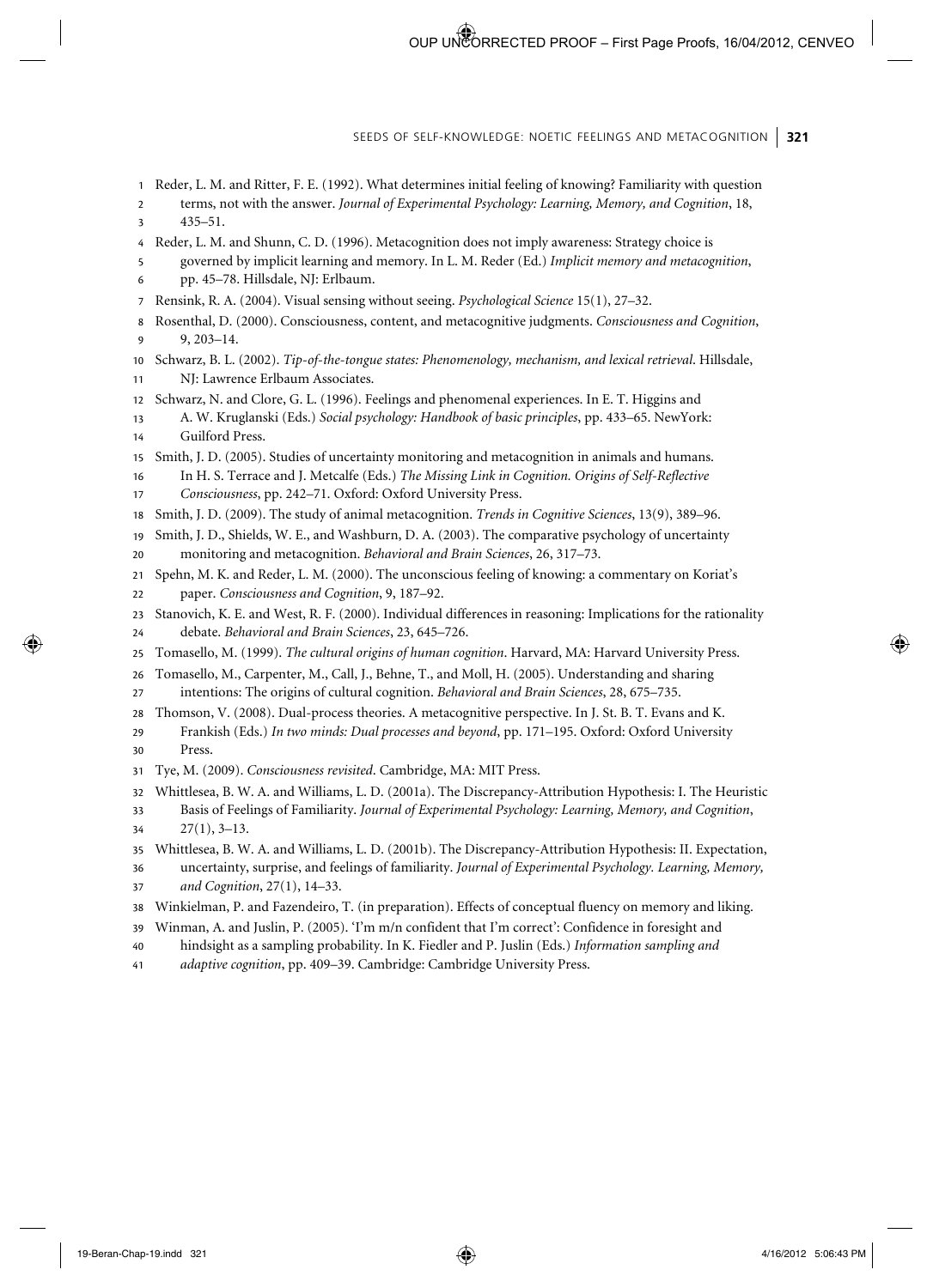Reder, L. M. and Ritter, F. E. (1992). What determines initial feeling of knowing? Familiarity with question terms, not with the answer. *Journal of Experimental Psychology: Learning, Memory, and Cognition*, 18, 435–51.

Reder, L. M. and Shunn, C. D. (1996). Metacognition does not imply awareness: Strategy choice is governed by implicit learning and memory. In L. M. Reder (Ed.) *Implicit memory and metacognition*, pp. 45–78. Hillsdale, NJ: Erlbaum.

Rensink, R. A. (2004). Visual sensing without seeing. *Psychological Science* 15(1), 27–32.

Rosenthal, D. (2000). Consciousness, content, and metacognitive judgments. *Consciousness and Cognition*, 9, 203–14.

Schwarz, B. L. (2002). *Tip-of-the-tongue states: Phenomenology, mechanism, and lexical retrieval*. Hillsdale, NJ: Lawrence Erlbaum Associates.

Schwarz, N. and Clore, G. L. (1996). Feelings and phenomenal experiences. In E. T. Higgins and A. W. Kruglanski (Eds.) *Social psychology: Handbook of basic principles*, pp. 433–65. NewYork: Guilford Press.

Smith, J. D. (2005). Studies of uncertainty monitoring and metacognition in animals and humans. In H. S. Terrace and J. Metcalfe (Eds.) *The Missing Link in Cognition. Origins of Self-Reflective Consciousness*, pp. 242–71. Oxford: Oxford University Press.

Smith, J. D. (2009). The study of animal metacognition. *Trends in Cognitive Sciences*, 13(9), 389–96.

Smith, J. D., Shields, W. E., and Washburn, D. A. (2003). The comparative psychology of uncertainty monitoring and metacognition. *Behavioral and Brain Sciences*, 26, 317–73.

Spehn, M. K. and Reder, L. M. (2000). The unconscious feeling of knowing: a commentary on Koriat's paper. *Consciousness and Cognition*, 9, 187–92.

Stanovich, K. E. and West, R. F. (2000). Individual differences in reasoning: Implications for the rationality debate. *Behavioral and Brain Sciences*, 23, 645–726.

Tomasello, M. (1999). *The cultural origins of human cognition*. Harvard, MA: Harvard University Press.

Tomasello, M., Carpenter, M., Call, J., Behne, T., and Moll, H. (2005). Understanding and sharing intentions: The origins of cultural cognition. *Behavioral and Brain Sciences*, 28, 675–735.

Thomson, V. (2008). Dual-process theories. A metacognitive perspective. In J. St. B. T. Evans and K. Frankish (Eds.) *In two minds: Dual processes and beyond*, pp. 171–195. Oxford: Oxford University Press.

Tye, M. (2009). *Consciousness revisited*. Cambridge, MA: MIT Press.

Whittlesea, B. W. A. and Williams, L. D. (2001a). The Discrepancy-Attribution Hypothesis: I. The Heuristic Basis of Feelings of Familiarity. *Journal of Experimental Psychology: Learning, Memory, and Cognition*, 27(1), 3–13.

Whittlesea, B. W. A. and Williams, L. D. (2001b). The Discrepancy-Attribution Hypothesis: II. Expectation, uncertainty, surprise, and feelings of familiarity. *Journal of Experimental Psychology. Learning, Memory, and Cognition*, 27(1), 14–33.

Winkielman, P. and Fazendeiro, T. (in preparation). Effects of conceptual fluency on memory and liking.

Winman, A. and Juslin, P. (2005). 'I'm m/n confident that I'm correct': Confidence in foresight and hindsight as a sampling probability. In K. Fiedler and P. Juslin (Eds.) *Information sampling and adaptive cognition*, pp. 409–39. Cambridge: Cambridge University Press.